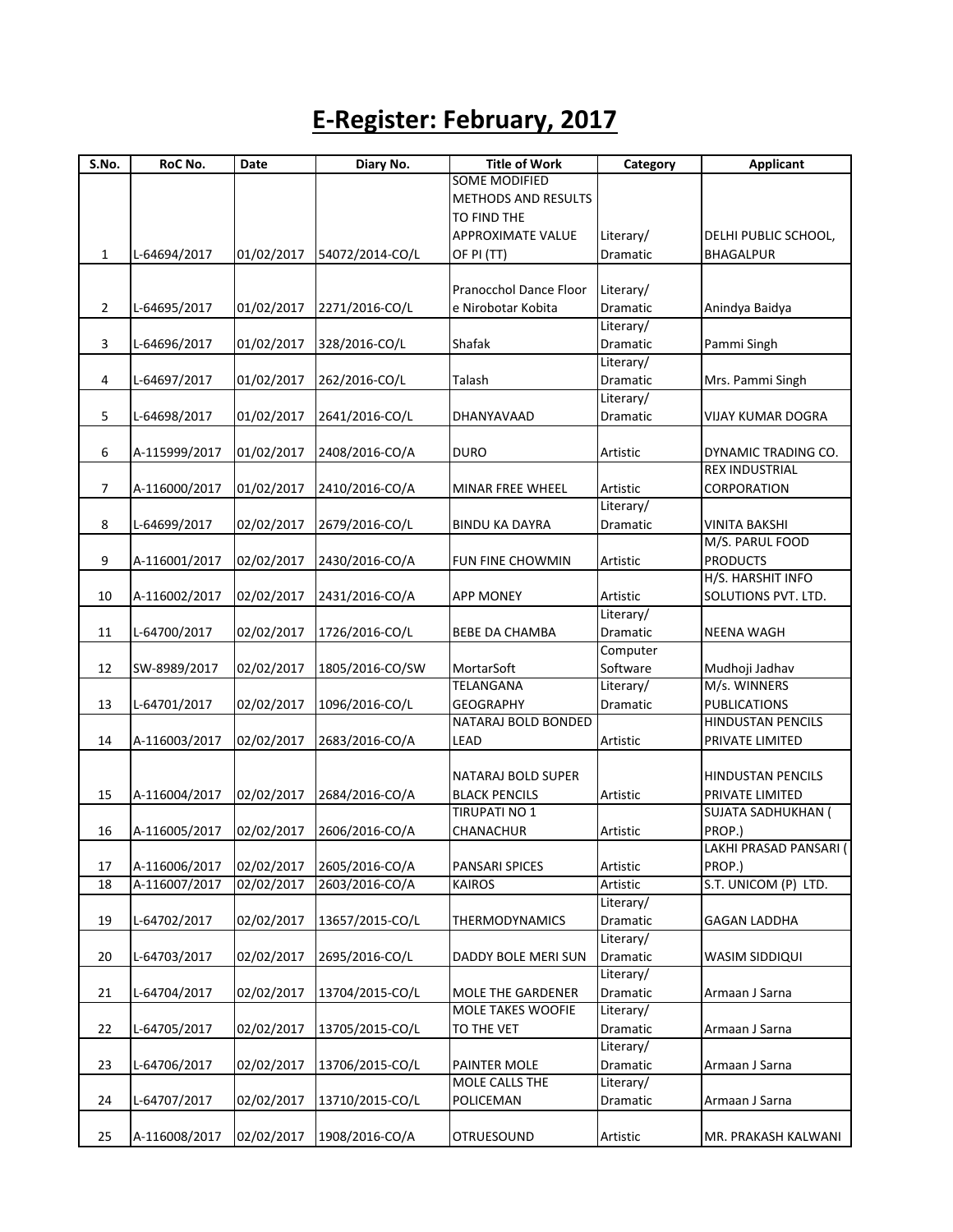# E-Register: February, 2017

| S.No. | RoC No. | Date | Diary No. | Title of Work | Category | Applicant |
|---|---|---|---|---|---|---|
| 1 | L-64694/2017 | 01/02/2017 | 54072/2014-CO/L | SOME MODIFIED METHODS AND RESULTS TO FIND THE APPROXIMATE VALUE OF PI (TT) | Literary/ Dramatic | DELHI PUBLIC SCHOOL, BHAGALPUR |
| 2 | L-64695/2017 | 01/02/2017 | 2271/2016-CO/L | Pranocchol Dance Floor e Nirobotar Kobita | Literary/ Dramatic | Anindya Baidya |
| 3 | L-64696/2017 | 01/02/2017 | 328/2016-CO/L | Shafak | Literary/ Dramatic | Pammi Singh |
| 4 | L-64697/2017 | 01/02/2017 | 262/2016-CO/L | Talash | Literary/ Dramatic | Mrs. Pammi Singh |
| 5 | L-64698/2017 | 01/02/2017 | 2641/2016-CO/L | DHANYAVAAD | Literary/ Dramatic | VIJAY KUMAR DOGRA |
| 6 | A-115999/2017 | 01/02/2017 | 2408/2016-CO/A | DURO | Artistic | DYNAMIC TRADING CO. |
| 7 | A-116000/2017 | 01/02/2017 | 2410/2016-CO/A | MINAR FREE WHEEL | Artistic | REX INDUSTRIAL CORPORATION |
| 8 | L-64699/2017 | 02/02/2017 | 2679/2016-CO/L | BINDU KA DAYRA | Literary/ Dramatic | VINITA BAKSHI |
| 9 | A-116001/2017 | 02/02/2017 | 2430/2016-CO/A | FUN FINE CHOWMIN | Artistic | M/S. PARUL FOOD PRODUCTS |
| 10 | A-116002/2017 | 02/02/2017 | 2431/2016-CO/A | APP MONEY | Artistic | H/S. HARSHIT INFO SOLUTIONS PVT. LTD. |
| 11 | L-64700/2017 | 02/02/2017 | 1726/2016-CO/L | BEBE DA CHAMBA | Literary/ Dramatic | NEENA WAGH |
| 12 | SW-8989/2017 | 02/02/2017 | 1805/2016-CO/SW | MortarSoft | Computer Software | Mudhoji Jadhav |
| 13 | L-64701/2017 | 02/02/2017 | 1096/2016-CO/L | TELANGANA GEOGRAPHY | Literary/ Dramatic | M/s. WINNERS PUBLICATIONS |
| 14 | A-116003/2017 | 02/02/2017 | 2683/2016-CO/A | NATARAJ BOLD BONDED LEAD | Artistic | HINDUSTAN PENCILS PRIVATE LIMITED |
| 15 | A-116004/2017 | 02/02/2017 | 2684/2016-CO/A | NATARAJ BOLD SUPER BLACK PENCILS | Artistic | HINDUSTAN PENCILS PRIVATE LIMITED |
| 16 | A-116005/2017 | 02/02/2017 | 2606/2016-CO/A | TIRUPATI NO 1 CHANACHUR | Artistic | SUJATA SADHUKHAN ( PROP.) |
| 17 | A-116006/2017 | 02/02/2017 | 2605/2016-CO/A | PANSARI SPICES | Artistic | LAKHI PRASAD PANSARI ( PROP.) |
| 18 | A-116007/2017 | 02/02/2017 | 2603/2016-CO/A | KAIROS | Artistic | S.T. UNICOM (P) LTD. |
| 19 | L-64702/2017 | 02/02/2017 | 13657/2015-CO/L | THERMODYNAMICS | Literary/ Dramatic | GAGAN LADDHA |
| 20 | L-64703/2017 | 02/02/2017 | 2695/2016-CO/L | DADDY BOLE MERI SUN | Literary/ Dramatic | WASIM SIDDIQUI |
| 21 | L-64704/2017 | 02/02/2017 | 13704/2015-CO/L | MOLE THE GARDENER | Literary/ Dramatic | Armaan J Sarna |
| 22 | L-64705/2017 | 02/02/2017 | 13705/2015-CO/L | MOLE TAKES WOOFIE TO THE VET | Literary/ Dramatic | Armaan J Sarna |
| 23 | L-64706/2017 | 02/02/2017 | 13706/2015-CO/L | PAINTER MOLE | Literary/ Dramatic | Armaan J Sarna |
| 24 | L-64707/2017 | 02/02/2017 | 13710/2015-CO/L | MOLE CALLS THE POLICEMAN | Literary/ Dramatic | Armaan J Sarna |
| 25 | A-116008/2017 | 02/02/2017 | 1908/2016-CO/A | OTRUESOUND | Artistic | MR. PRAKASH KALWANI |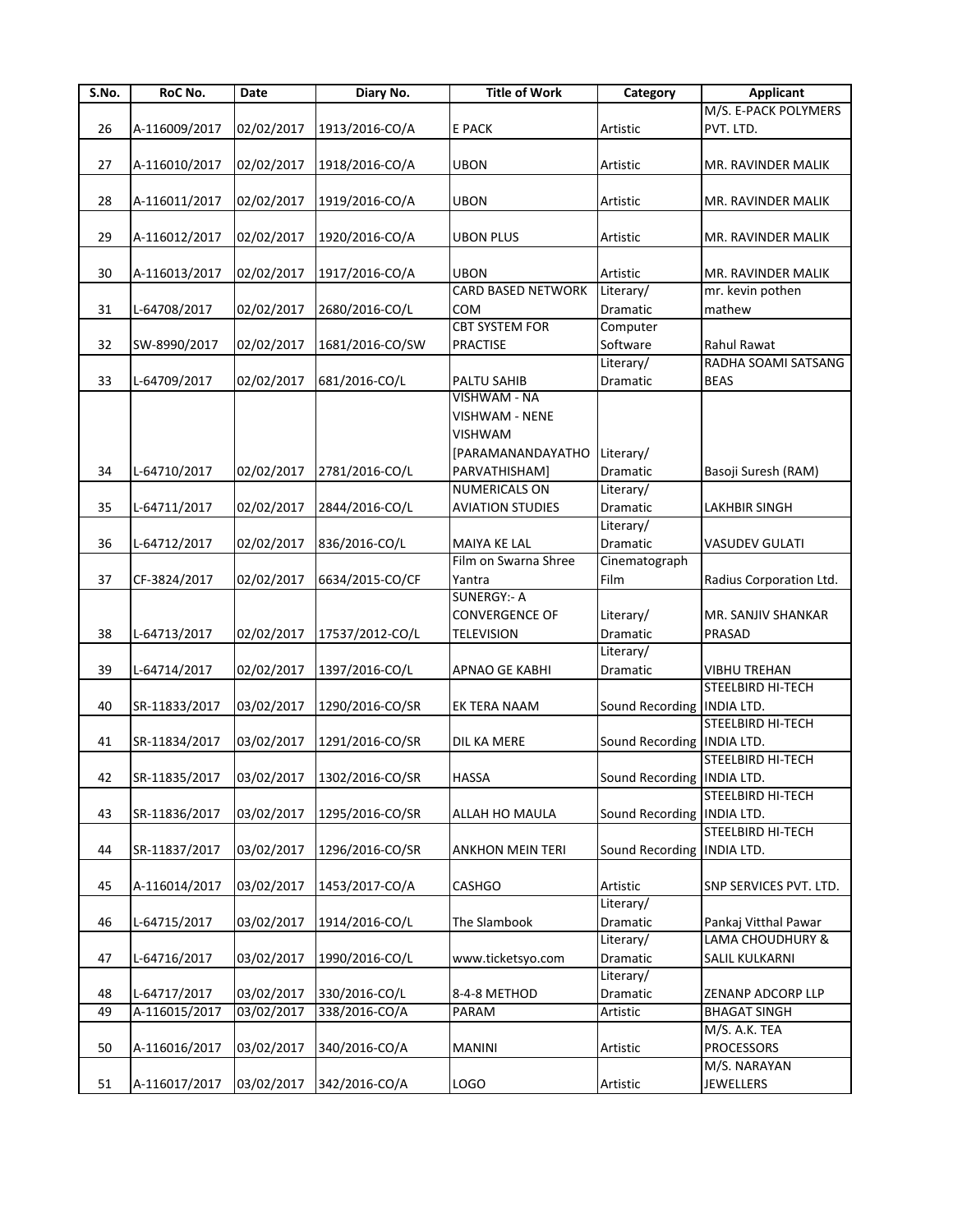| S.No. | RoC No. | Date | Diary No. | Title of Work | Category | Applicant |
|---|---|---|---|---|---|---|
| 26 | A-116009/2017 | 02/02/2017 | 1913/2016-CO/A | E PACK | Artistic | M/S. E-PACK POLYMERS PVT. LTD. |
| 27 | A-116010/2017 | 02/02/2017 | 1918/2016-CO/A | UBON | Artistic | MR. RAVINDER MALIK |
| 28 | A-116011/2017 | 02/02/2017 | 1919/2016-CO/A | UBON | Artistic | MR. RAVINDER MALIK |
| 29 | A-116012/2017 | 02/02/2017 | 1920/2016-CO/A | UBON PLUS | Artistic | MR. RAVINDER MALIK |
| 30 | A-116013/2017 | 02/02/2017 | 1917/2016-CO/A | UBON | Artistic | MR. RAVINDER MALIK |
| 31 | L-64708/2017 | 02/02/2017 | 2680/2016-CO/L | CARD BASED NETWORK COM | Literary/ Dramatic | mr. kevin pothen mathew |
| 32 | SW-8990/2017 | 02/02/2017 | 1681/2016-CO/SW | CBT SYSTEM FOR PRACTISE | Computer Software | Rahul Rawat |
| 33 | L-64709/2017 | 02/02/2017 | 681/2016-CO/L | PALTU SAHIB | Literary/ Dramatic | RADHA SOAMI SATSANG BEAS |
| 34 | L-64710/2017 | 02/02/2017 | 2781/2016-CO/L | VISHWAM - NA VISHWAM - NENE VISHWAM [PARAMANANDAYATHO PARVATHISHAM] | Literary/ Dramatic | Basoji Suresh (RAM) |
| 35 | L-64711/2017 | 02/02/2017 | 2844/2016-CO/L | NUMERICALS ON AVIATION STUDIES | Literary/ Dramatic | LAKHBIR SINGH |
| 36 | L-64712/2017 | 02/02/2017 | 836/2016-CO/L | MAIYA KE LAL | Literary/ Dramatic | VASUDEV GULATI |
| 37 | CF-3824/2017 | 02/02/2017 | 6634/2015-CO/CF | Film on Swarna Shree Yantra | Cinematograph Film | Radius Corporation Ltd. |
| 38 | L-64713/2017 | 02/02/2017 | 17537/2012-CO/L | SUNERGY:- A CONVERGENCE OF TELEVISION | Literary/ Dramatic | MR. SANJIV SHANKAR PRASAD |
| 39 | L-64714/2017 | 02/02/2017 | 1397/2016-CO/L | APNAO GE KABHI | Literary/ Dramatic | VIBHU TREHAN |
| 40 | SR-11833/2017 | 03/02/2017 | 1290/2016-CO/SR | EK TERA NAAM | Sound Recording | STEELBIRD HI-TECH INDIA LTD. |
| 41 | SR-11834/2017 | 03/02/2017 | 1291/2016-CO/SR | DIL KA MERE | Sound Recording | STEELBIRD HI-TECH INDIA LTD. |
| 42 | SR-11835/2017 | 03/02/2017 | 1302/2016-CO/SR | HASSA | Sound Recording | STEELBIRD HI-TECH INDIA LTD. |
| 43 | SR-11836/2017 | 03/02/2017 | 1295/2016-CO/SR | ALLAH HO MAULA | Sound Recording | STEELBIRD HI-TECH INDIA LTD. |
| 44 | SR-11837/2017 | 03/02/2017 | 1296/2016-CO/SR | ANKHON MEIN TERI | Sound Recording | STEELBIRD HI-TECH INDIA LTD. |
| 45 | A-116014/2017 | 03/02/2017 | 1453/2017-CO/A | CASHGO | Artistic | SNP SERVICES PVT. LTD. |
| 46 | L-64715/2017 | 03/02/2017 | 1914/2016-CO/L | The Slambook | Literary/ Dramatic | Pankaj Vitthal Pawar |
| 47 | L-64716/2017 | 03/02/2017 | 1990/2016-CO/L | www.ticketsyo.com | Literary/ Dramatic | LAMA CHOUDHURY & SALIL KULKARNI |
| 48 | L-64717/2017 | 03/02/2017 | 330/2016-CO/L | 8-4-8 METHOD | Literary/ Dramatic | ZENANP ADCORP LLP |
| 49 | A-116015/2017 | 03/02/2017 | 338/2016-CO/A | PARAM | Artistic | BHAGAT SINGH |
| 50 | A-116016/2017 | 03/02/2017 | 340/2016-CO/A | MANINI | Artistic | M/S. A.K. TEA PROCESSORS |
| 51 | A-116017/2017 | 03/02/2017 | 342/2016-CO/A | LOGO | Artistic | M/S. NARAYAN JEWELLERS |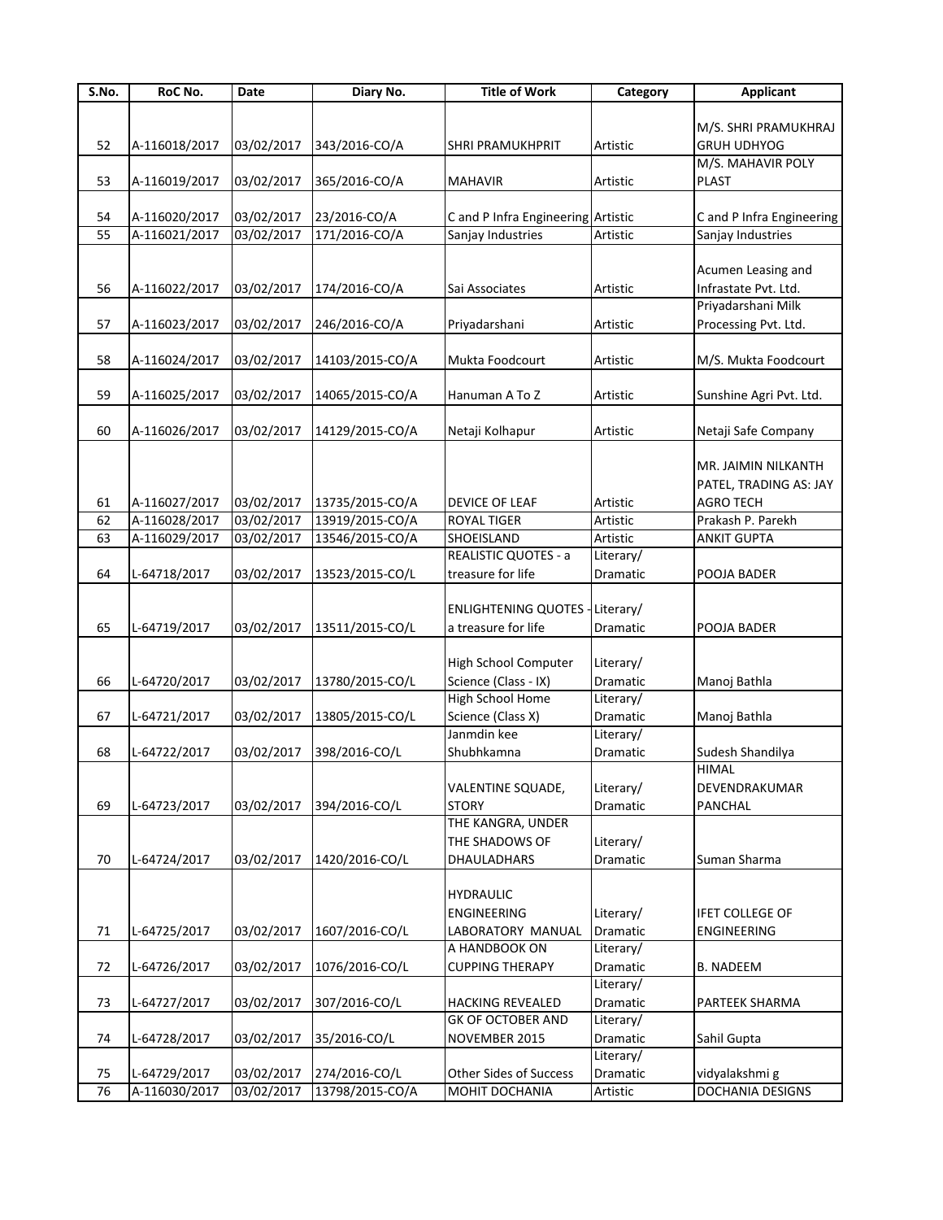| S.No. | RoC No. | Date | Diary No. | Title of Work | Category | Applicant |
|---|---|---|---|---|---|---|
| 52 | A-116018/2017 | 03/02/2017 | 343/2016-CO/A | SHRI PRAMUKHPRIT | Artistic | M/S. SHRI PRAMUKHRAJ GRUH UDHYOG |
| 53 | A-116019/2017 | 03/02/2017 | 365/2016-CO/A | MAHAVIR | Artistic | M/S. MAHAVIR POLY PLAST |
| 54 | A-116020/2017 | 03/02/2017 | 23/2016-CO/A | C and P Infra Engineering | Artistic | C and P Infra Engineering |
| 55 | A-116021/2017 | 03/02/2017 | 171/2016-CO/A | Sanjay Industries | Artistic | Sanjay Industries |
| 56 | A-116022/2017 | 03/02/2017 | 174/2016-CO/A | Sai Associates | Artistic | Acumen Leasing and Infrastate Pvt. Ltd. |
| 57 | A-116023/2017 | 03/02/2017 | 246/2016-CO/A | Priyadarshani | Artistic | Priyadarshani Milk Processing Pvt. Ltd. |
| 58 | A-116024/2017 | 03/02/2017 | 14103/2015-CO/A | Mukta Foodcourt | Artistic | M/S. Mukta Foodcourt |
| 59 | A-116025/2017 | 03/02/2017 | 14065/2015-CO/A | Hanuman A To Z | Artistic | Sunshine Agri Pvt. Ltd. |
| 60 | A-116026/2017 | 03/02/2017 | 14129/2015-CO/A | Netaji Kolhapur | Artistic | Netaji Safe Company |
| 61 | A-116027/2017 | 03/02/2017 | 13735/2015-CO/A | DEVICE OF LEAF | Artistic | MR. JAIMIN NILKANTH PATEL, TRADING AS: JAY AGRO TECH |
| 62 | A-116028/2017 | 03/02/2017 | 13919/2015-CO/A | ROYAL TIGER | Artistic | Prakash P. Parekh |
| 63 | A-116029/2017 | 03/02/2017 | 13546/2015-CO/A | SHOEISLAND | Artistic | ANKIT GUPTA |
| 64 | L-64718/2017 | 03/02/2017 | 13523/2015-CO/L | REALISTIC QUOTES - a treasure for life | Literary/ Dramatic | POOJA BADER |
| 65 | L-64719/2017 | 03/02/2017 | 13511/2015-CO/L | ENLIGHTENING QUOTES - a treasure for life | Literary/ Dramatic | POOJA BADER |
| 66 | L-64720/2017 | 03/02/2017 | 13780/2015-CO/L | High School Computer Science (Class - IX) | Literary/ Dramatic | Manoj Bathla |
| 67 | L-64721/2017 | 03/02/2017 | 13805/2015-CO/L | High School Home Science (Class X) | Literary/ Dramatic | Manoj Bathla |
| 68 | L-64722/2017 | 03/02/2017 | 398/2016-CO/L | Janmdin kee Shubhkamna | Literary/ Dramatic | Sudesh Shandilya |
| 69 | L-64723/2017 | 03/02/2017 | 394/2016-CO/L | VALENTINE SQUADE, STORY | Literary/ Dramatic | HIMAL DEVENDRAKUMAR PANCHAL |
| 70 | L-64724/2017 | 03/02/2017 | 1420/2016-CO/L | THE KANGRA, UNDER THE SHADOWS OF DHAULADHARS | Literary/ Dramatic | Suman Sharma |
| 71 | L-64725/2017 | 03/02/2017 | 1607/2016-CO/L | HYDRAULIC ENGINEERING LABORATORY MANUAL | Literary/ Dramatic | IFET COLLEGE OF ENGINEERING |
| 72 | L-64726/2017 | 03/02/2017 | 1076/2016-CO/L | A HANDBOOK ON CUPPING THERAPY | Literary/ Dramatic | B. NADEEM |
| 73 | L-64727/2017 | 03/02/2017 | 307/2016-CO/L | HACKING REVEALED | Literary/ Dramatic | PARTEEK SHARMA |
| 74 | L-64728/2017 | 03/02/2017 | 35/2016-CO/L | GK OF OCTOBER AND NOVEMBER 2015 | Literary/ Dramatic | Sahil Gupta |
| 75 | L-64729/2017 | 03/02/2017 | 274/2016-CO/L | Other Sides of Success | Literary/ Dramatic | vidyalakshmi g |
| 76 | A-116030/2017 | 03/02/2017 | 13798/2015-CO/A | MOHIT DOCHANIA | Artistic | DOCHANIA DESIGNS |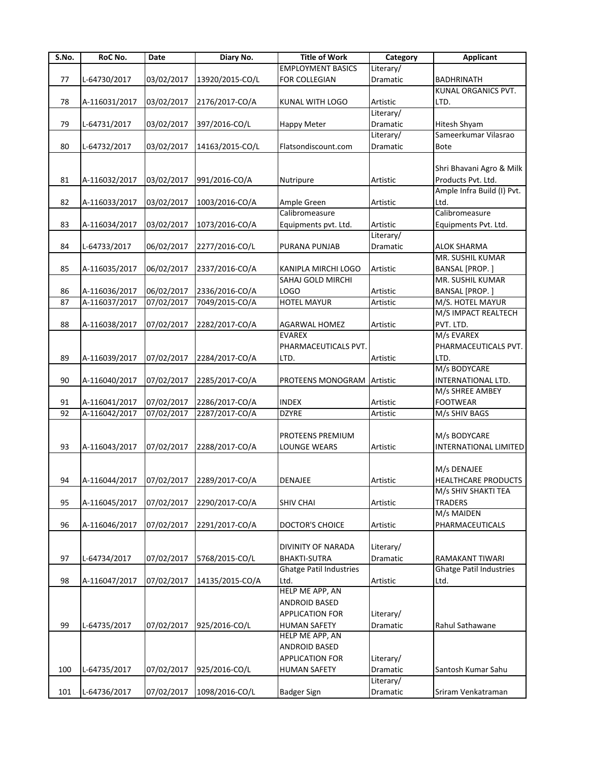| S.No. | RoC No. | Date | Diary No. | Title of Work | Category | Applicant |
|---|---|---|---|---|---|---|
| 77 | L-64730/2017 | 03/02/2017 | 13920/2015-CO/L | EMPLOYMENT BASICS FOR COLLEGIAN | Literary/ Dramatic | BADHRINATH |
| 78 | A-116031/2017 | 03/02/2017 | 2176/2017-CO/A | KUNAL WITH LOGO | Artistic | KUNAL ORGANICS PVT. LTD. |
| 79 | L-64731/2017 | 03/02/2017 | 397/2016-CO/L | Happy Meter | Literary/ Dramatic | Hitesh Shyam |
| 80 | L-64732/2017 | 03/02/2017 | 14163/2015-CO/L | Flatsondiscount.com | Literary/ Dramatic | Sameerkumar Vilasrao Bote |
| 81 | A-116032/2017 | 03/02/2017 | 991/2016-CO/A | Nutripure | Artistic | Shri Bhavani Agro & Milk Products Pvt. Ltd. |
| 82 | A-116033/2017 | 03/02/2017 | 1003/2016-CO/A | Ample Green | Artistic | Ample Infra Build (I) Pvt. Ltd. |
| 83 | A-116034/2017 | 03/02/2017 | 1073/2016-CO/A | Calibromeasure Equipments pvt. Ltd. | Artistic | Calibromeasure Equipments Pvt. Ltd. |
| 84 | L-64733/2017 | 06/02/2017 | 2277/2016-CO/L | PURANA PUNJAB | Literary/ Dramatic | ALOK SHARMA |
| 85 | A-116035/2017 | 06/02/2017 | 2337/2016-CO/A | KANIPLA MIRCHI LOGO | Artistic | MR. SUSHIL KUMAR BANSAL [PROP. ] |
| 86 | A-116036/2017 | 06/02/2017 | 2336/2016-CO/A | SAHAJ GOLD MIRCHI LOGO | Artistic | MR. SUSHIL KUMAR BANSAL [PROP. ] |
| 87 | A-116037/2017 | 07/02/2017 | 7049/2015-CO/A | HOTEL MAYUR | Artistic | M/S. HOTEL MAYUR |
| 88 | A-116038/2017 | 07/02/2017 | 2282/2017-CO/A | AGARWAL HOMEZ | Artistic | M/S IMPACT REALTECH PVT. LTD. |
| 89 | A-116039/2017 | 07/02/2017 | 2284/2017-CO/A | EVAREX PHARMACEUTICALS PVT. LTD. | Artistic | M/s EVAREX PHARMACEUTICALS PVT. LTD. |
| 90 | A-116040/2017 | 07/02/2017 | 2285/2017-CO/A | PROTEENS MONOGRAM | Artistic | M/s BODYCARE INTERNATIONAL LTD. |
| 91 | A-116041/2017 | 07/02/2017 | 2286/2017-CO/A | INDEX | Artistic | M/s SHREE AMBEY FOOTWEAR |
| 92 | A-116042/2017 | 07/02/2017 | 2287/2017-CO/A | DZYRE | Artistic | M/s SHIV BAGS |
| 93 | A-116043/2017 | 07/02/2017 | 2288/2017-CO/A | PROTEENS PREMIUM LOUNGE WEARS | Artistic | M/s BODYCARE INTERNATIONAL LIMITED |
| 94 | A-116044/2017 | 07/02/2017 | 2289/2017-CO/A | DENAJEE | Artistic | M/s DENAJEE HEALTHCARE PRODUCTS |
| 95 | A-116045/2017 | 07/02/2017 | 2290/2017-CO/A | SHIV CHAI | Artistic | M/s SHIV SHAKTI TEA TRADERS |
| 96 | A-116046/2017 | 07/02/2017 | 2291/2017-CO/A | DOCTOR'S CHOICE | Artistic | M/s MAIDEN PHARMACEUTICALS |
| 97 | L-64734/2017 | 07/02/2017 | 5768/2015-CO/L | DIVINITY OF NARADA BHAKTI-SUTRA | Literary/ Dramatic | RAMAKANT TIWARI |
| 98 | A-116047/2017 | 07/02/2017 | 14135/2015-CO/A | Ghatge Patil Industries Ltd. | Artistic | Ghatge Patil Industries Ltd. |
| 99 | L-64735/2017 | 07/02/2017 | 925/2016-CO/L | HELP ME APP, AN ANDROID BASED APPLICATION FOR HUMAN SAFETY | Literary/ Dramatic | Rahul Sathawane |
| 100 | L-64735/2017 | 07/02/2017 | 925/2016-CO/L | HELP ME APP, AN ANDROID BASED APPLICATION FOR HUMAN SAFETY | Literary/ Dramatic | Santosh Kumar Sahu |
| 101 | L-64736/2017 | 07/02/2017 | 1098/2016-CO/L | Badger Sign | Literary/ Dramatic | Sriram Venkatraman |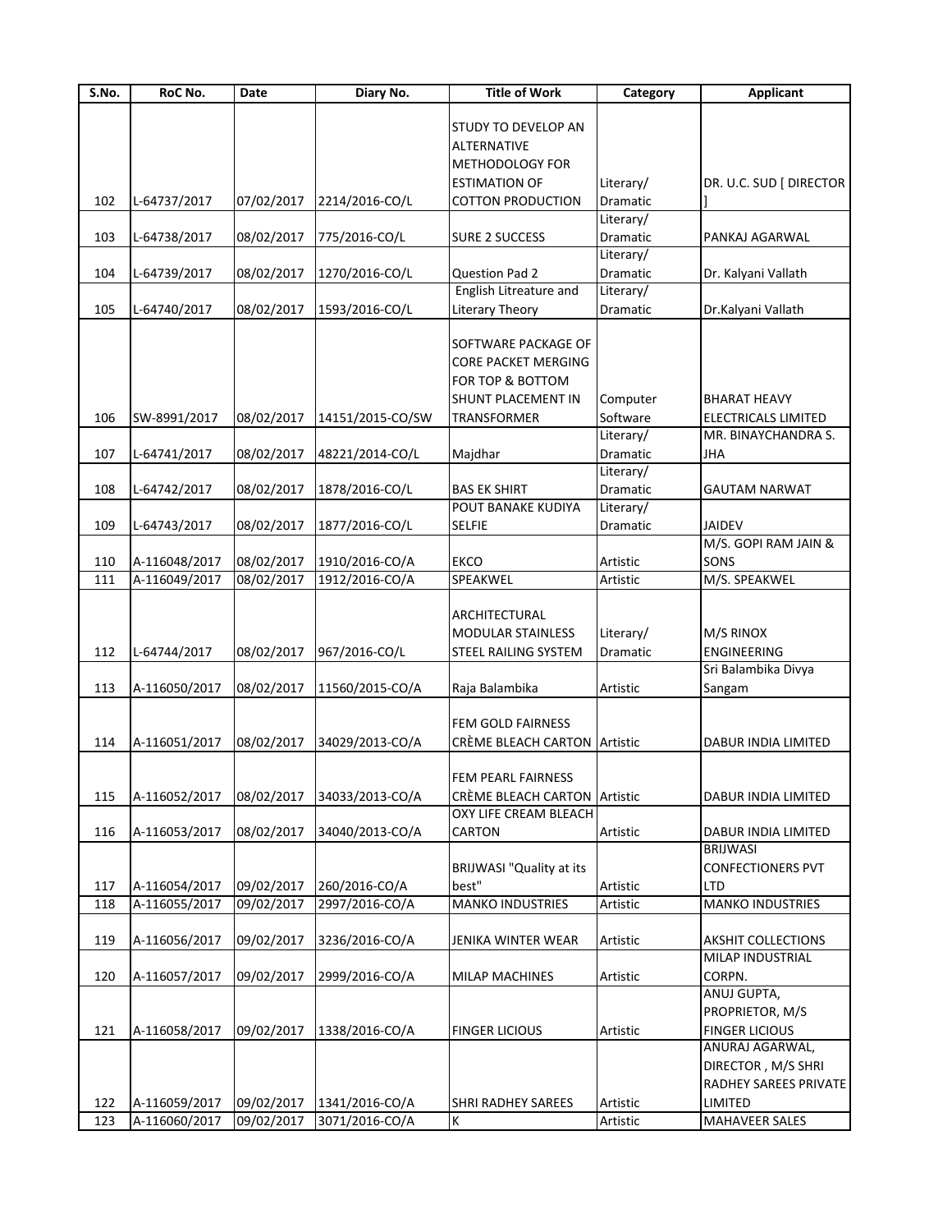| S.No. | RoC No. | Date | Diary No. | Title of Work | Category | Applicant |
|---|---|---|---|---|---|---|
| 102 | L-64737/2017 | 07/02/2017 | 2214/2016-CO/L | STUDY TO DEVELOP AN ALTERNATIVE METHODOLOGY FOR ESTIMATION OF COTTON PRODUCTION | Literary/ Dramatic | DR. U.C. SUD [ DIRECTOR ] |
| 103 | L-64738/2017 | 08/02/2017 | 775/2016-CO/L | SURE 2 SUCCESS | Literary/ Dramatic | PANKAJ AGARWAL |
| 104 | L-64739/2017 | 08/02/2017 | 1270/2016-CO/L | Question Pad 2 | Literary/ Dramatic | Dr. Kalyani Vallath |
| 105 | L-64740/2017 | 08/02/2017 | 1593/2016-CO/L | English Litreature and Literary Theory | Literary/ Dramatic | Dr.Kalyani Vallath |
| 106 | SW-8991/2017 | 08/02/2017 | 14151/2015-CO/SW | SOFTWARE PACKAGE OF CORE PACKET MERGING FOR TOP & BOTTOM SHUNT PLACEMENT IN TRANSFORMER | Computer Software | BHARAT HEAVY ELECTRICALS LIMITED |
| 107 | L-64741/2017 | 08/02/2017 | 48221/2014-CO/L | Majdhar | Literary/ Dramatic | MR. BINAYCHANDRA S. JHA |
| 108 | L-64742/2017 | 08/02/2017 | 1878/2016-CO/L | BAS EK SHIRT | Literary/ Dramatic | GAUTAM NARWAT |
| 109 | L-64743/2017 | 08/02/2017 | 1877/2016-CO/L | POUT BANAKE KUDIYA SELFIE | Literary/ Dramatic | JAIDEV |
| 110 | A-116048/2017 | 08/02/2017 | 1910/2016-CO/A | EKCO | Artistic | M/S. GOPI RAM JAIN & SONS |
| 111 | A-116049/2017 | 08/02/2017 | 1912/2016-CO/A | SPEAKWEL | Artistic | M/S. SPEAKWEL |
| 112 | L-64744/2017 | 08/02/2017 | 967/2016-CO/L | ARCHITECTURAL MODULAR STAINLESS STEEL RAILING SYSTEM | Literary/ Dramatic | M/S RINOX ENGINEERING |
| 113 | A-116050/2017 | 08/02/2017 | 11560/2015-CO/A | Raja Balambika | Artistic | Sri Balambika Divya Sangam |
| 114 | A-116051/2017 | 08/02/2017 | 34029/2013-CO/A | FEM GOLD FAIRNESS CRÈME BLEACH CARTON | Artistic | DABUR INDIA LIMITED |
| 115 | A-116052/2017 | 08/02/2017 | 34033/2013-CO/A | FEM PEARL FAIRNESS CRÈME BLEACH CARTON | Artistic | DABUR INDIA LIMITED |
| 116 | A-116053/2017 | 08/02/2017 | 34040/2013-CO/A | OXY LIFE CREAM BLEACH CARTON | Artistic | DABUR INDIA LIMITED |
| 117 | A-116054/2017 | 09/02/2017 | 260/2016-CO/A | BRIJWASI "Quality at its best" | Artistic | BRIJWASI CONFECTIONERS PVT LTD |
| 118 | A-116055/2017 | 09/02/2017 | 2997/2016-CO/A | MANKO INDUSTRIES | Artistic | MANKO INDUSTRIES |
| 119 | A-116056/2017 | 09/02/2017 | 3236/2016-CO/A | JENIKA WINTER WEAR | Artistic | AKSHIT COLLECTIONS |
| 120 | A-116057/2017 | 09/02/2017 | 2999/2016-CO/A | MILAP MACHINES | Artistic | MILAP INDUSTRIAL CORPN. |
| 121 | A-116058/2017 | 09/02/2017 | 1338/2016-CO/A | FINGER LICIOUS | Artistic | ANUJ GUPTA, PROPRIETOR, M/S FINGER LICIOUS |
| 122 | A-116059/2017 | 09/02/2017 | 1341/2016-CO/A | SHRI RADHEY SAREES | Artistic | ANURAJ AGARWAL, DIRECTOR , M/S SHRI RADHEY SAREES PRIVATE LIMITED |
| 123 | A-116060/2017 | 09/02/2017 | 3071/2016-CO/A | K | Artistic | MAHAVEER SALES |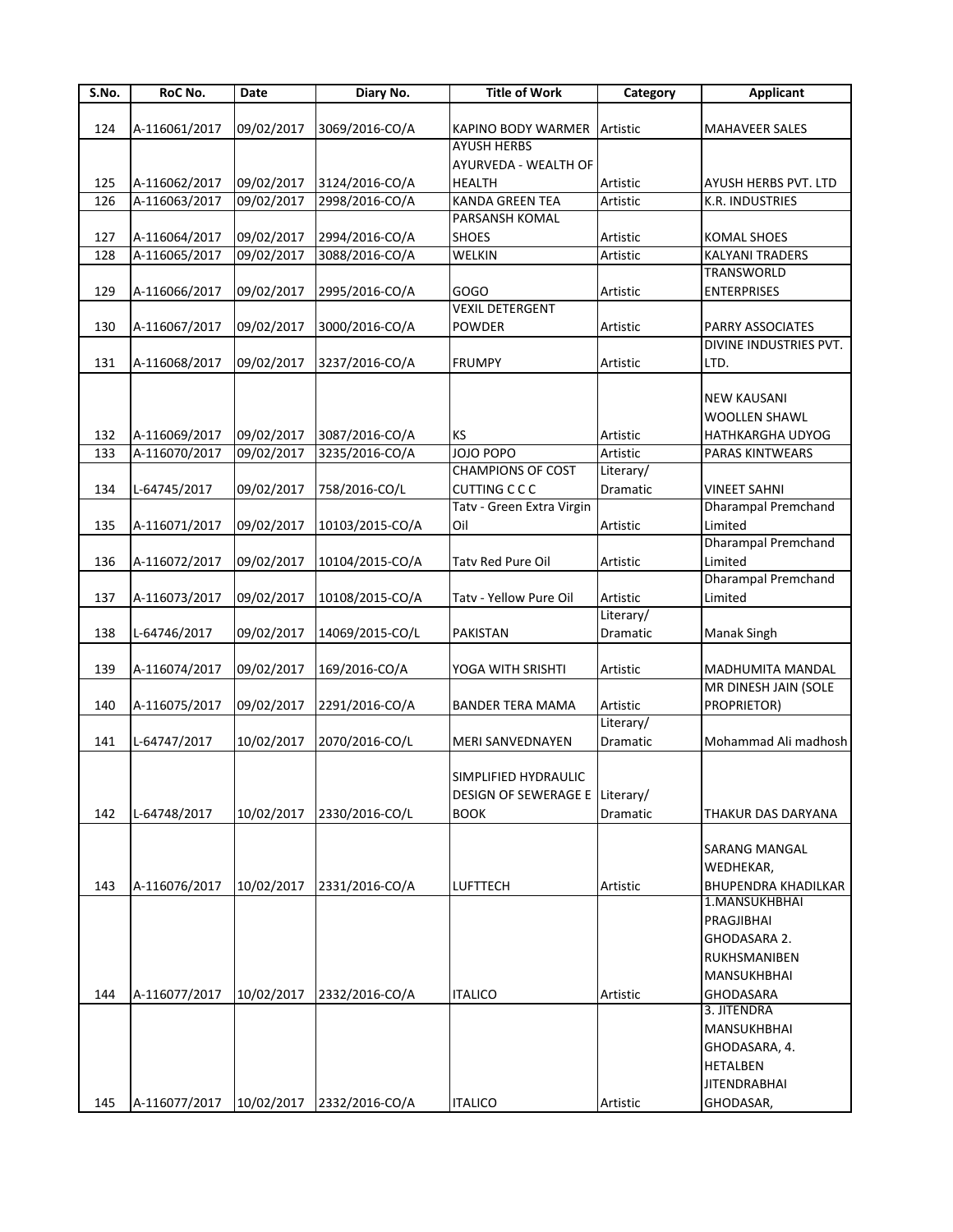| S.No. | RoC No. | Date | Diary No. | Title of Work | Category | Applicant |
|---|---|---|---|---|---|---|
| 124 | A-116061/2017 | 09/02/2017 | 3069/2016-CO/A | KAPINO BODY WARMER | Artistic | MAHAVEER SALES |
| 125 | A-116062/2017 | 09/02/2017 | 3124/2016-CO/A | AYUSH HERBS AYURVEDA - WEALTH OF HEALTH | Artistic | AYUSH HERBS PVT. LTD |
| 126 | A-116063/2017 | 09/02/2017 | 2998/2016-CO/A | KANDA GREEN TEA | Artistic | K.R. INDUSTRIES |
| 127 | A-116064/2017 | 09/02/2017 | 2994/2016-CO/A | PARSANSH KOMAL SHOES | Artistic | KOMAL SHOES |
| 128 | A-116065/2017 | 09/02/2017 | 3088/2016-CO/A | WELKIN | Artistic | KALYANI TRADERS |
| 129 | A-116066/2017 | 09/02/2017 | 2995/2016-CO/A | GOGO | Artistic | TRANSWORLD ENTERPRISES |
| 130 | A-116067/2017 | 09/02/2017 | 3000/2016-CO/A | VEXIL DETERGENT POWDER | Artistic | PARRY ASSOCIATES |
| 131 | A-116068/2017 | 09/02/2017 | 3237/2016-CO/A | FRUMPY | Artistic | DIVINE INDUSTRIES PVT. LTD. |
| 132 | A-116069/2017 | 09/02/2017 | 3087/2016-CO/A | KS | Artistic | NEW KAUSANI WOOLLEN SHAWL HATHKARGHA UDYOG |
| 133 | A-116070/2017 | 09/02/2017 | 3235/2016-CO/A | JOJO POPO | Artistic | PARAS KINTWEARS |
| 134 | L-64745/2017 | 09/02/2017 | 758/2016-CO/L | CHAMPIONS OF COST CUTTING C C C | Literary/ Dramatic | VINEET SAHNI |
| 135 | A-116071/2017 | 09/02/2017 | 10103/2015-CO/A | Tatv - Green Extra Virgin Oil | Artistic | Dharampal Premchand Limited |
| 136 | A-116072/2017 | 09/02/2017 | 10104/2015-CO/A | Tatv Red Pure Oil | Artistic | Dharampal Premchand Limited |
| 137 | A-116073/2017 | 09/02/2017 | 10108/2015-CO/A | Tatv - Yellow Pure Oil | Artistic | Dharampal Premchand Limited |
| 138 | L-64746/2017 | 09/02/2017 | 14069/2015-CO/L | PAKISTAN | Literary/ Dramatic | Manak Singh |
| 139 | A-116074/2017 | 09/02/2017 | 169/2016-CO/A | YOGA WITH SRISHTI | Artistic | MADHUMITA MANDAL |
| 140 | A-116075/2017 | 09/02/2017 | 2291/2016-CO/A | BANDER TERA MAMA | Artistic | MR DINESH JAIN (SOLE PROPRIETOR) |
| 141 | L-64747/2017 | 10/02/2017 | 2070/2016-CO/L | MERI SANVEDNAYEN | Literary/ Dramatic | Mohammad Ali madhosh |
| 142 | L-64748/2017 | 10/02/2017 | 2330/2016-CO/L | SIMPLIFIED HYDRAULIC DESIGN OF SEWERAGE E BOOK | Literary/ Dramatic | THAKUR DAS DARYANA |
| 143 | A-116076/2017 | 10/02/2017 | 2331/2016-CO/A | LUFTTECH | Artistic | SARANG MANGAL WEDHEKAR, BHUPENDRA KHADILKAR |
| 144 | A-116077/2017 | 10/02/2017 | 2332/2016-CO/A | ITALICO | Artistic | 1.MANSUKHBHAI PRAGJIBHAI GHODASARA 2. RUKHSMANIBEN MANSUKHBHAI GHODASARA |
| 145 | A-116077/2017 | 10/02/2017 | 2332/2016-CO/A | ITALICO | Artistic | 3. JITENDRA MANSUKHBHAI GHODASARA, 4. HETALBEN JITENDRABHAI GHODASAR, |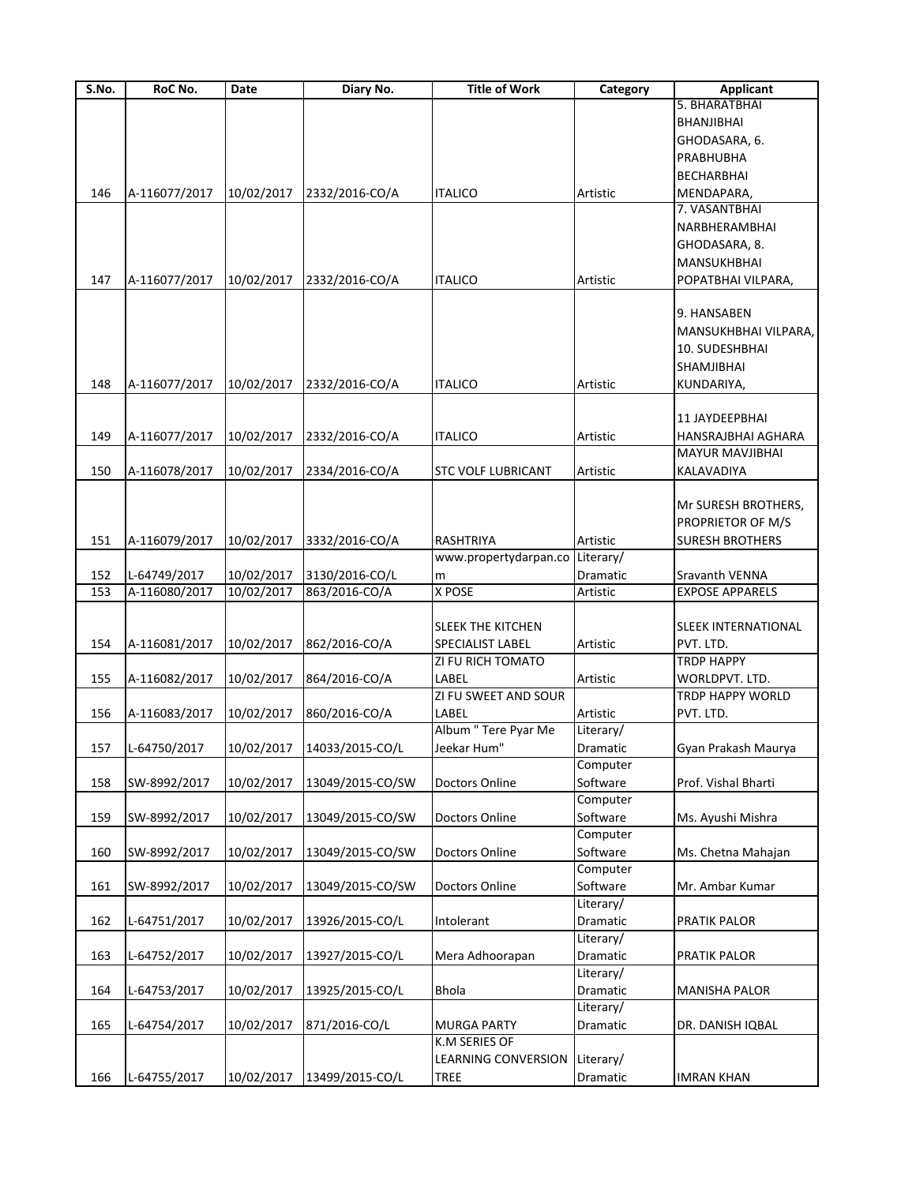| S.No. | RoC No. | Date | Diary No. | Title of Work | Category | Applicant |
|---|---|---|---|---|---|---|
| 146 | A-116077/2017 | 10/02/2017 | 2332/2016-CO/A | ITALICO | Artistic | 5. BHARATBHAI BHANJIBHAI GHODASARA, 6. PRABHUBHA BECHARBHAI MENDAPARA, |
| 147 | A-116077/2017 | 10/02/2017 | 2332/2016-CO/A | ITALICO | Artistic | 7. VASANTBHAI NARBHERAMBHAI GHODASARA, 8. MANSUKHBHAI POPATBHAI VILPARA, |
| 148 | A-116077/2017 | 10/02/2017 | 2332/2016-CO/A | ITALICO | Artistic | 9. HANSABEN MANSUKHBHAI VILPARA, 10. SUDESHBHAI SHAMJIBHAI KUNDARIYA, |
| 149 | A-116077/2017 | 10/02/2017 | 2332/2016-CO/A | ITALICO | Artistic | 11 JAYDEEPBHAI HANSRAJBHAI AGHARA |
| 150 | A-116078/2017 | 10/02/2017 | 2334/2016-CO/A | STC VOLF LUBRICANT | Artistic | MAYUR MAVJIBHAI KALAVADIYA |
| 151 | A-116079/2017 | 10/02/2017 | 3332/2016-CO/A | RASHTRIYA | Artistic | Mr SURESH BROTHERS, PROPRIETOR OF M/S SURESH BROTHERS |
| 152 | L-64749/2017 | 10/02/2017 | 3130/2016-CO/L | www.propertydarpan.com | Literary/ Dramatic | Sravanth VENNA |
| 153 | A-116080/2017 | 10/02/2017 | 863/2016-CO/A | X POSE | Artistic | EXPOSE APPARELS |
| 154 | A-116081/2017 | 10/02/2017 | 862/2016-CO/A | SLEEK THE KITCHEN SPECIALIST LABEL | Artistic | SLEEK INTERNATIONAL PVT. LTD. |
| 155 | A-116082/2017 | 10/02/2017 | 864/2016-CO/A | ZI FU RICH TOMATO LABEL | Artistic | TRDP HAPPY WORLDPVT. LTD. |
| 156 | A-116083/2017 | 10/02/2017 | 860/2016-CO/A | ZI FU SWEET AND SOUR LABEL | Artistic | TRDP HAPPY WORLD PVT. LTD. |
| 157 | L-64750/2017 | 10/02/2017 | 14033/2015-CO/L | Album " Tere Pyar Me Jeekar Hum" | Literary/ Dramatic | Gyan Prakash Maurya |
| 158 | SW-8992/2017 | 10/02/2017 | 13049/2015-CO/SW | Doctors Online | Computer Software | Prof. Vishal Bharti |
| 159 | SW-8992/2017 | 10/02/2017 | 13049/2015-CO/SW | Doctors Online | Computer Software | Ms. Ayushi Mishra |
| 160 | SW-8992/2017 | 10/02/2017 | 13049/2015-CO/SW | Doctors Online | Computer Software | Ms. Chetna Mahajan |
| 161 | SW-8992/2017 | 10/02/2017 | 13049/2015-CO/SW | Doctors Online | Computer Software | Mr. Ambar Kumar |
| 162 | L-64751/2017 | 10/02/2017 | 13926/2015-CO/L | Intolerant | Literary/ Dramatic | PRATIK PALOR |
| 163 | L-64752/2017 | 10/02/2017 | 13927/2015-CO/L | Mera Adhoorapan | Literary/ Dramatic | PRATIK PALOR |
| 164 | L-64753/2017 | 10/02/2017 | 13925/2015-CO/L | Bhola | Literary/ Dramatic | MANISHA PALOR |
| 165 | L-64754/2017 | 10/02/2017 | 871/2016-CO/L | MURGA PARTY | Literary/ Dramatic | DR. DANISH IQBAL |
| 166 | L-64755/2017 | 10/02/2017 | 13499/2015-CO/L | K.M SERIES OF LEARNING CONVERSION TREE | Literary/ Dramatic | IMRAN KHAN |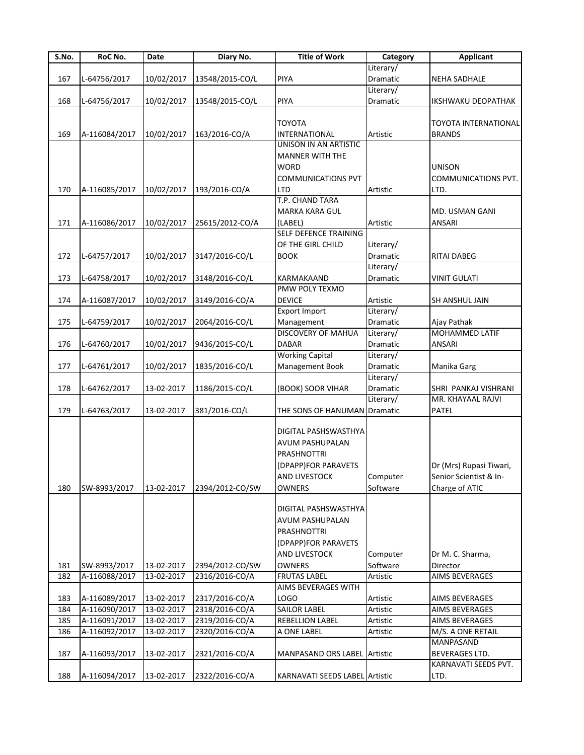| S.No. | RoC No. | Date | Diary No. | Title of Work | Category | Applicant |
|---|---|---|---|---|---|---|
| 167 | L-64756/2017 | 10/02/2017 | 13548/2015-CO/L | PIYA | Literary/ Dramatic | NEHA SADHALE |
| 168 | L-64756/2017 | 10/02/2017 | 13548/2015-CO/L | PIYA | Literary/ Dramatic | IKSHWAKU DEOPATHAK |
| 169 | A-116084/2017 | 10/02/2017 | 163/2016-CO/A | TOYOTA INTERNATIONAL | Artistic | TOYOTA INTERNATIONAL BRANDS |
| 170 | A-116085/2017 | 10/02/2017 | 193/2016-CO/A | UNISON IN AN ARTISTIC MANNER WITH THE WORD COMMUNICATIONS PVT LTD | Artistic | UNISON COMMUNICATIONS PVT. LTD. |
| 171 | A-116086/2017 | 10/02/2017 | 25615/2012-CO/A | T.P. CHAND TARA MARKA KARA GUL (LABEL) | Artistic | MD. USMAN GANI ANSARI |
| 172 | L-64757/2017 | 10/02/2017 | 3147/2016-CO/L | SELF DEFENCE TRAINING OF THE GIRL CHILD BOOK | Literary/ Dramatic | RITAI DABEG |
| 173 | L-64758/2017 | 10/02/2017 | 3148/2016-CO/L | KARMAKAAND | Literary/ Dramatic | VINIT GULATI |
| 174 | A-116087/2017 | 10/02/2017 | 3149/2016-CO/A | PMW POLY TEXMO DEVICE | Artistic | SH ANSHUL JAIN |
| 175 | L-64759/2017 | 10/02/2017 | 2064/2016-CO/L | Export Import Management | Literary/ Dramatic | Ajay Pathak |
| 176 | L-64760/2017 | 10/02/2017 | 9436/2015-CO/L | DISCOVERY OF MAHUA DABAR | Literary/ Dramatic | MOHAMMED LATIF ANSARI |
| 177 | L-64761/2017 | 10/02/2017 | 1835/2016-CO/L | Working Capital Management Book | Literary/ Dramatic | Manika Garg |
| 178 | L-64762/2017 | 13-02-2017 | 1186/2015-CO/L | (BOOK) SOOR VIHAR | Literary/ Dramatic | SHRI PANKAJ VISHRANI |
| 179 | L-64763/2017 | 13-02-2017 | 381/2016-CO/L | THE SONS OF HANUMAN | Literary/ Dramatic | MR. KHAYAAL RAJVI PATEL |
| 180 | SW-8993/2017 | 13-02-2017 | 2394/2012-CO/SW | DIGITAL PASHSWASTHYA AVUM PASHUPALAN PRASHNOTTRI (DPAPP)FOR PARAVETS AND LIVESTOCK OWNERS | Computer Software | Dr (Mrs) Rupasi Tiwari, Senior Scientist & In-Charge of ATIC |
| 181 | SW-8993/2017 | 13-02-2017 | 2394/2012-CO/SW | DIGITAL PASHSWASTHYA AVUM PASHUPALAN PRASHNOTTRI (DPAPP)FOR PARAVETS AND LIVESTOCK OWNERS | Computer Software | Dr M. C. Sharma, Director |
| 182 | A-116088/2017 | 13-02-2017 | 2316/2016-CO/A | FRUTAS LABEL | Artistic | AIMS BEVERAGES |
| 183 | A-116089/2017 | 13-02-2017 | 2317/2016-CO/A | AIMS BEVERAGES WITH LOGO | Artistic | AIMS BEVERAGES |
| 184 | A-116090/2017 | 13-02-2017 | 2318/2016-CO/A | SAILOR LABEL | Artistic | AIMS BEVERAGES |
| 185 | A-116091/2017 | 13-02-2017 | 2319/2016-CO/A | REBELLION LABEL | Artistic | AIMS BEVERAGES |
| 186 | A-116092/2017 | 13-02-2017 | 2320/2016-CO/A | A ONE LABEL | Artistic | M/S. A ONE RETAIL |
| 187 | A-116093/2017 | 13-02-2017 | 2321/2016-CO/A | MANPASAND ORS LABEL | Artistic | MANPASAND BEVERAGES LTD. |
| 188 | A-116094/2017 | 13-02-2017 | 2322/2016-CO/A | KARNAVATI SEEDS LABEL | Artistic | KARNAVATI SEEDS PVT. LTD. |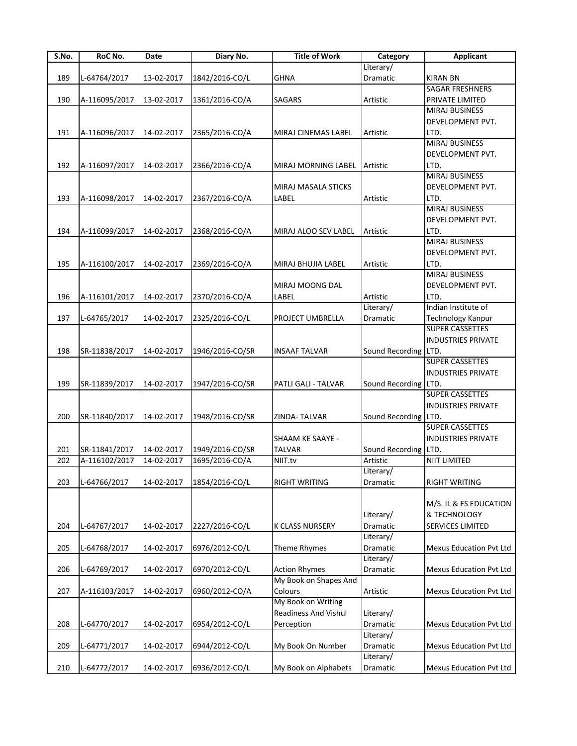| S.No. | RoC No. | Date | Diary No. | Title of Work | Category | Applicant |
|---|---|---|---|---|---|---|
| 189 | L-64764/2017 | 13-02-2017 | 1842/2016-CO/L | GHNA | Literary/ Dramatic | KIRAN BN |
| 190 | A-116095/2017 | 13-02-2017 | 1361/2016-CO/A | SAGARS | Artistic | SAGAR FRESHNERS PRIVATE LIMITED |
| 191 | A-116096/2017 | 14-02-2017 | 2365/2016-CO/A | MIRAJ CINEMAS LABEL | Artistic | MIRAJ BUSINESS DEVELOPMENT PVT. LTD. |
| 192 | A-116097/2017 | 14-02-2017 | 2366/2016-CO/A | MIRAJ MORNING LABEL | Artistic | MIRAJ BUSINESS DEVELOPMENT PVT. LTD. |
| 193 | A-116098/2017 | 14-02-2017 | 2367/2016-CO/A | MIRAJ MASALA STICKS LABEL | Artistic | MIRAJ BUSINESS DEVELOPMENT PVT. LTD. |
| 194 | A-116099/2017 | 14-02-2017 | 2368/2016-CO/A | MIRAJ ALOO SEV LABEL | Artistic | MIRAJ BUSINESS DEVELOPMENT PVT. LTD. |
| 195 | A-116100/2017 | 14-02-2017 | 2369/2016-CO/A | MIRAJ BHUJIA LABEL | Artistic | MIRAJ BUSINESS DEVELOPMENT PVT. LTD. |
| 196 | A-116101/2017 | 14-02-2017 | 2370/2016-CO/A | MIRAJ MOONG DAL LABEL | Artistic | MIRAJ BUSINESS DEVELOPMENT PVT. LTD. |
| 197 | L-64765/2017 | 14-02-2017 | 2325/2016-CO/L | PROJECT UMBRELLA | Literary/ Dramatic | Indian Institute of Technology Kanpur |
| 198 | SR-11838/2017 | 14-02-2017 | 1946/2016-CO/SR | INSAAF TALVAR | Sound Recording | SUPER CASSETTES INDUSTRIES PRIVATE LTD. |
| 199 | SR-11839/2017 | 14-02-2017 | 1947/2016-CO/SR | PATLI GALI - TALVAR | Sound Recording | SUPER CASSETTES INDUSTRIES PRIVATE LTD. |
| 200 | SR-11840/2017 | 14-02-2017 | 1948/2016-CO/SR | ZINDA- TALVAR | Sound Recording | SUPER CASSETTES INDUSTRIES PRIVATE LTD. |
| 201 | SR-11841/2017 | 14-02-2017 | 1949/2016-CO/SR | SHAAM KE SAAYE - TALVAR | Sound Recording | SUPER CASSETTES INDUSTRIES PRIVATE LTD. |
| 202 | A-116102/2017 | 14-02-2017 | 1695/2016-CO/A | NIIT.tv | Artistic | NIIT LIMITED |
| 203 | L-64766/2017 | 14-02-2017 | 1854/2016-CO/L | RIGHT WRITING | Literary/ Dramatic | RIGHT WRITING |
| 204 | L-64767/2017 | 14-02-2017 | 2227/2016-CO/L | K CLASS NURSERY | Literary/ Dramatic | M/S. IL & FS EDUCATION & TECHNOLOGY SERVICES LIMITED |
| 205 | L-64768/2017 | 14-02-2017 | 6976/2012-CO/L | Theme Rhymes | Literary/ Dramatic | Mexus Education Pvt Ltd |
| 206 | L-64769/2017 | 14-02-2017 | 6970/2012-CO/L | Action Rhymes | Literary/ Dramatic | Mexus Education Pvt Ltd |
| 207 | A-116103/2017 | 14-02-2017 | 6960/2012-CO/A | My Book on Shapes And Colours | Artistic | Mexus Education Pvt Ltd |
| 208 | L-64770/2017 | 14-02-2017 | 6954/2012-CO/L | My Book on Writing Readiness And Vishul Perception | Literary/ Dramatic | Mexus Education Pvt Ltd |
| 209 | L-64771/2017 | 14-02-2017 | 6944/2012-CO/L | My Book On Number | Literary/ Dramatic | Mexus Education Pvt Ltd |
| 210 | L-64772/2017 | 14-02-2017 | 6936/2012-CO/L | My Book on Alphabets | Literary/ Dramatic | Mexus Education Pvt Ltd |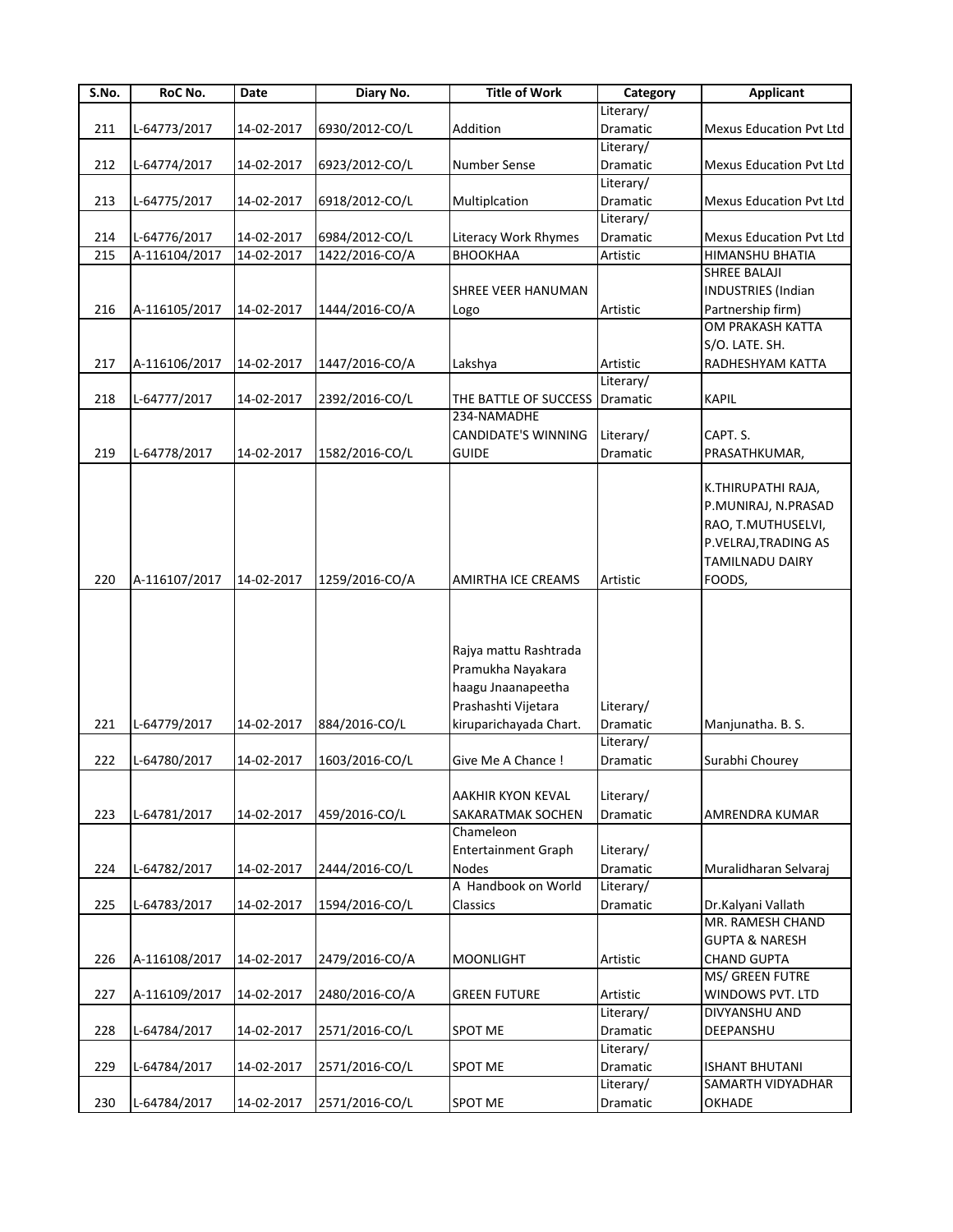| S.No. | RoC No. | Date | Diary No. | Title of Work | Category | Applicant |
|---|---|---|---|---|---|---|
| 211 | L-64773/2017 | 14-02-2017 | 6930/2012-CO/L | Addition | Literary/ Dramatic | Mexus Education Pvt Ltd |
| 212 | L-64774/2017 | 14-02-2017 | 6923/2012-CO/L | Number Sense | Literary/ Dramatic | Mexus Education Pvt Ltd |
| 213 | L-64775/2017 | 14-02-2017 | 6918/2012-CO/L | Multiplcation | Literary/ Dramatic | Mexus Education Pvt Ltd |
| 214 | L-64776/2017 | 14-02-2017 | 6984/2012-CO/L | Literacy Work Rhymes | Literary/ Dramatic | Mexus Education Pvt Ltd |
| 215 | A-116104/2017 | 14-02-2017 | 1422/2016-CO/A | BHOOKHAA | Artistic | HIMANSHU BHATIA |
| 216 | A-116105/2017 | 14-02-2017 | 1444/2016-CO/A | SHREE VEER HANUMAN Logo | Artistic | SHREE BALAJI INDUSTRIES (Indian Partnership firm) |
| 217 | A-116106/2017 | 14-02-2017 | 1447/2016-CO/A | Lakshya | Artistic | OM PRAKASH KATTA S/O. LATE. SH. RADHESHYAM KATTA |
| 218 | L-64777/2017 | 14-02-2017 | 2392/2016-CO/L | THE BATTLE OF SUCCESS | Literary/ Dramatic | KAPIL |
| 219 | L-64778/2017 | 14-02-2017 | 1582/2016-CO/L | 234-NAMADHE CANDIDATE'S WINNING GUIDE | Literary/ Dramatic | CAPT. S. PRASATHKUMAR, |
| 220 | A-116107/2017 | 14-02-2017 | 1259/2016-CO/A | AMIRTHA ICE CREAMS | Artistic | K.THIRUPATHI RAJA, P.MUNIRAJ, N.PRASAD RAO, T.MUTHUSELVI, P.VELRAJ,TRADING AS TAMILNADU DAIRY FOODS, |
| 221 | L-64779/2017 | 14-02-2017 | 884/2016-CO/L | Rajya mattu Rashtrada Pramukha Nayakara haagu Jnaanapeetha Prashashti Vijetara kiruparichayada Chart. | Literary/ Dramatic | Manjunatha. B. S. |
| 222 | L-64780/2017 | 14-02-2017 | 1603/2016-CO/L | Give Me A Chance ! | Literary/ Dramatic | Surabhi Chourey |
| 223 | L-64781/2017 | 14-02-2017 | 459/2016-CO/L | AAKHIR KYON KEVAL SAKARATMAK SOCHEN | Literary/ Dramatic | AMRENDRA KUMAR |
| 224 | L-64782/2017 | 14-02-2017 | 2444/2016-CO/L | Chameleon Entertainment Graph Nodes | Literary/ Dramatic | Muralidharan Selvaraj |
| 225 | L-64783/2017 | 14-02-2017 | 1594/2016-CO/L | A Handbook on World Classics | Literary/ Dramatic | Dr.Kalyani Vallath |
| 226 | A-116108/2017 | 14-02-2017 | 2479/2016-CO/A | MOONLIGHT | Artistic | MR. RAMESH CHAND GUPTA & NARESH CHAND GUPTA |
| 227 | A-116109/2017 | 14-02-2017 | 2480/2016-CO/A | GREEN FUTURE | Artistic | MS/ GREEN FUTRE WINDOWS PVT. LTD |
| 228 | L-64784/2017 | 14-02-2017 | 2571/2016-CO/L | SPOT ME | Literary/ Dramatic | DIVYANSHU AND DEEPANSHU |
| 229 | L-64784/2017 | 14-02-2017 | 2571/2016-CO/L | SPOT ME | Literary/ Dramatic | ISHANT BHUTANI |
| 230 | L-64784/2017 | 14-02-2017 | 2571/2016-CO/L | SPOT ME | Literary/ Dramatic | SAMARTH VIDYADHAR OKHADE |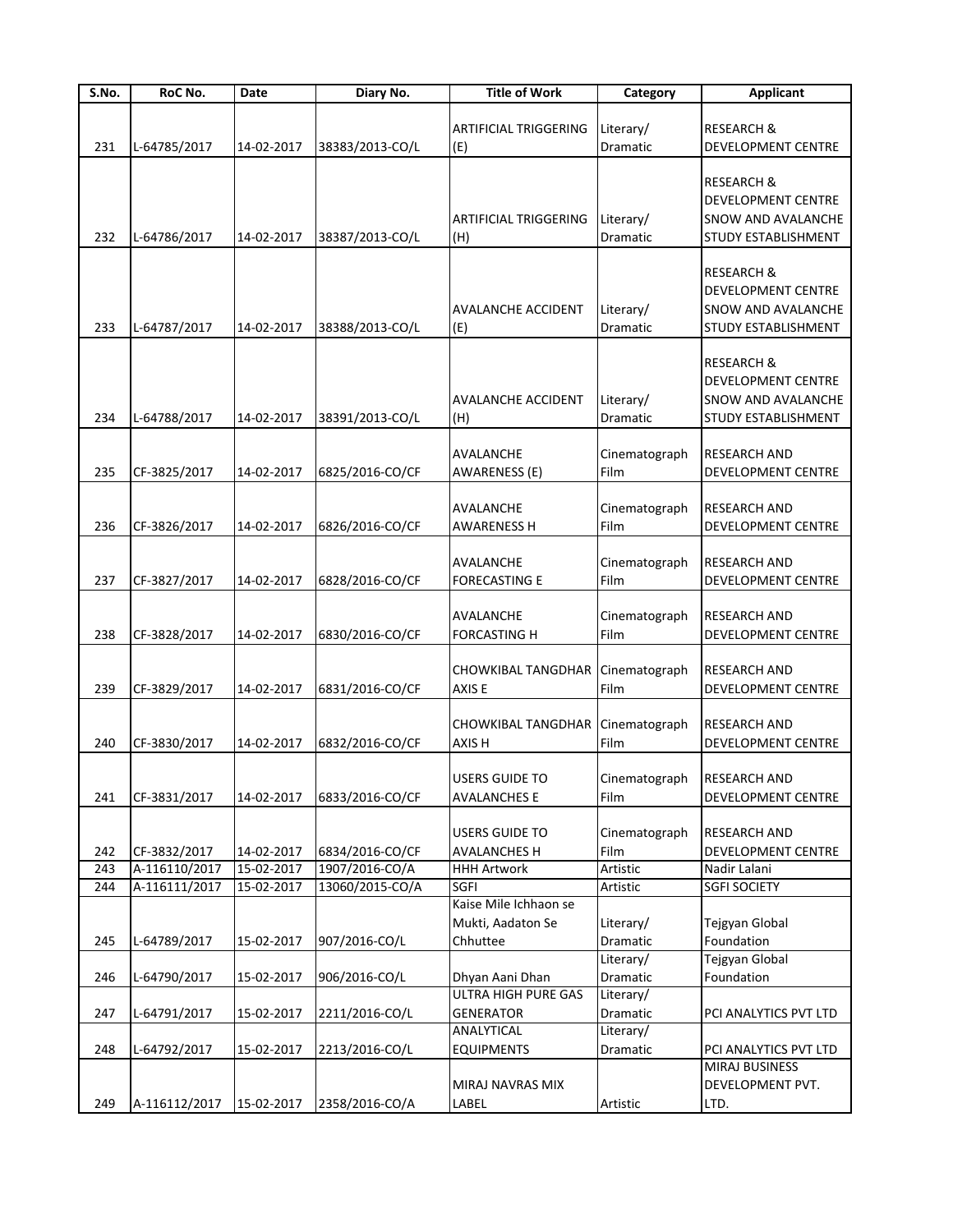| S.No. | RoC No. | Date | Diary No. | Title of Work | Category | Applicant |
|---|---|---|---|---|---|---|
| 231 | L-64785/2017 | 14-02-2017 | 38383/2013-CO/L | ARTIFICIAL TRIGGERING (E) | Literary/ Dramatic | RESEARCH & DEVELOPMENT CENTRE |
| 232 | L-64786/2017 | 14-02-2017 | 38387/2013-CO/L | ARTIFICIAL TRIGGERING (H) | Literary/ Dramatic | RESEARCH & DEVELOPMENT CENTRE SNOW AND AVALANCHE STUDY ESTABLISHMENT |
| 233 | L-64787/2017 | 14-02-2017 | 38388/2013-CO/L | AVALANCHE ACCIDENT (E) | Literary/ Dramatic | RESEARCH & DEVELOPMENT CENTRE SNOW AND AVALANCHE STUDY ESTABLISHMENT |
| 234 | L-64788/2017 | 14-02-2017 | 38391/2013-CO/L | AVALANCHE ACCIDENT (H) | Literary/ Dramatic | RESEARCH & DEVELOPMENT CENTRE SNOW AND AVALANCHE STUDY ESTABLISHMENT |
| 235 | CF-3825/2017 | 14-02-2017 | 6825/2016-CO/CF | AVALANCHE AWARENESS (E) | Cinematograph Film | RESEARCH AND DEVELOPMENT CENTRE |
| 236 | CF-3826/2017 | 14-02-2017 | 6826/2016-CO/CF | AVALANCHE AWARENESS H | Cinematograph Film | RESEARCH AND DEVELOPMENT CENTRE |
| 237 | CF-3827/2017 | 14-02-2017 | 6828/2016-CO/CF | AVALANCHE FORECASTING E | Cinematograph Film | RESEARCH AND DEVELOPMENT CENTRE |
| 238 | CF-3828/2017 | 14-02-2017 | 6830/2016-CO/CF | AVALANCHE FORCASTING H | Cinematograph Film | RESEARCH AND DEVELOPMENT CENTRE |
| 239 | CF-3829/2017 | 14-02-2017 | 6831/2016-CO/CF | CHOWKIBAL TANGDHAR AXIS E | Cinematograph Film | RESEARCH AND DEVELOPMENT CENTRE |
| 240 | CF-3830/2017 | 14-02-2017 | 6832/2016-CO/CF | CHOWKIBAL TANGDHAR AXIS H | Cinematograph Film | RESEARCH AND DEVELOPMENT CENTRE |
| 241 | CF-3831/2017 | 14-02-2017 | 6833/2016-CO/CF | USERS GUIDE TO AVALANCHES E | Cinematograph Film | RESEARCH AND DEVELOPMENT CENTRE |
| 242 | CF-3832/2017 | 14-02-2017 | 6834/2016-CO/CF | USERS GUIDE TO AVALANCHES H | Cinematograph Film | RESEARCH AND DEVELOPMENT CENTRE |
| 243 | A-116110/2017 | 15-02-2017 | 1907/2016-CO/A | HHH Artwork | Artistic | Nadir Lalani |
| 244 | A-116111/2017 | 15-02-2017 | 13060/2015-CO/A | SGFI | Artistic | SGFI SOCIETY |
| 245 | L-64789/2017 | 15-02-2017 | 907/2016-CO/L | Kaise Mile Ichhaon se Mukti, Aadaton Se Chhuttee | Literary/ Dramatic | Tejgyan Global Foundation |
| 246 | L-64790/2017 | 15-02-2017 | 906/2016-CO/L | Dhyan Aani Dhan | Literary/ Dramatic | Tejgyan Global Foundation |
| 247 | L-64791/2017 | 15-02-2017 | 2211/2016-CO/L | ULTRA HIGH PURE GAS GENERATOR | Literary/ Dramatic | PCI ANALYTICS PVT LTD |
| 248 | L-64792/2017 | 15-02-2017 | 2213/2016-CO/L | ANALYTICAL EQUIPMENTS | Literary/ Dramatic | PCI ANALYTICS PVT LTD |
| 249 | A-116112/2017 | 15-02-2017 | 2358/2016-CO/A | MIRAJ NAVRAS MIX LABEL | Artistic | MIRAJ BUSINESS DEVELOPMENT PVT. LTD. |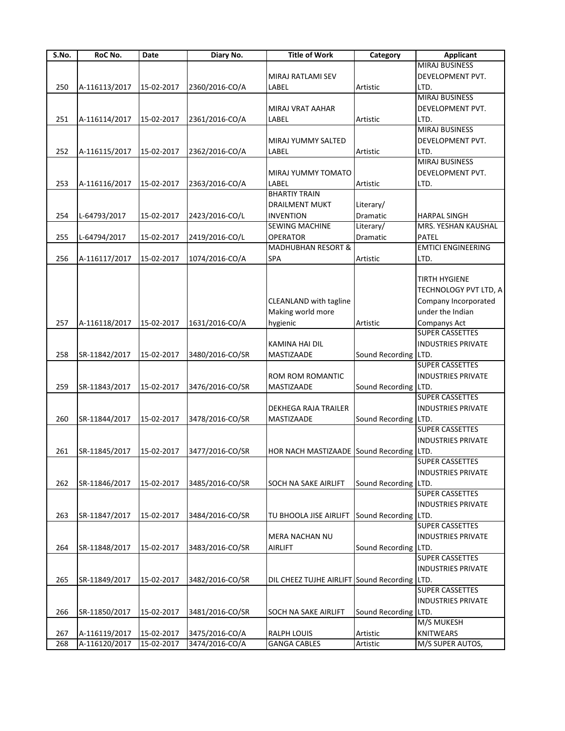| S.No. | RoC No. | Date | Diary No. | Title of Work | Category | Applicant |
|---|---|---|---|---|---|---|
| 250 | A-116113/2017 | 15-02-2017 | 2360/2016-CO/A | MIRAJ RATLAMI SEV LABEL | Artistic | MIRAJ BUSINESS DEVELOPMENT PVT. LTD. |
| 251 | A-116114/2017 | 15-02-2017 | 2361/2016-CO/A | MIRAJ VRAT AAHAR LABEL | Artistic | MIRAJ BUSINESS DEVELOPMENT PVT. LTD. |
| 252 | A-116115/2017 | 15-02-2017 | 2362/2016-CO/A | MIRAJ YUMMY SALTED LABEL | Artistic | MIRAJ BUSINESS DEVELOPMENT PVT. LTD. |
| 253 | A-116116/2017 | 15-02-2017 | 2363/2016-CO/A | MIRAJ YUMMY TOMATO LABEL | Artistic | MIRAJ BUSINESS DEVELOPMENT PVT. LTD. |
| 254 | L-64793/2017 | 15-02-2017 | 2423/2016-CO/L | BHARTIY TRAIN DRAILMENT MUKT INVENTION | Literary/ Dramatic | HARPAL SINGH |
| 255 | L-64794/2017 | 15-02-2017 | 2419/2016-CO/L | SEWING MACHINE OPERATOR | Literary/ Dramatic | MRS. YESHAN KAUSHAL PATEL |
| 256 | A-116117/2017 | 15-02-2017 | 1074/2016-CO/A | MADHUBHAN RESORT & SPA | Artistic | EMTICI ENGINEERING LTD. |
| 257 | A-116118/2017 | 15-02-2017 | 1631/2016-CO/A | CLEANLAND with tagline Making world more hygienic | Artistic | TIRTH HYGIENE TECHNOLOGY PVT LTD, A Company Incorporated under the Indian Companys Act |
| 258 | SR-11842/2017 | 15-02-2017 | 3480/2016-CO/SR | KAMINA HAI DIL MASTIZAADE | Sound Recording | SUPER CASSETTES INDUSTRIES PRIVATE LTD. |
| 259 | SR-11843/2017 | 15-02-2017 | 3476/2016-CO/SR | ROM ROM ROMANTIC MASTIZAADE | Sound Recording | SUPER CASSETTES INDUSTRIES PRIVATE LTD. |
| 260 | SR-11844/2017 | 15-02-2017 | 3478/2016-CO/SR | DEKHEGA RAJA TRAILER MASTIZAADE | Sound Recording | SUPER CASSETTES INDUSTRIES PRIVATE LTD. |
| 261 | SR-11845/2017 | 15-02-2017 | 3477/2016-CO/SR | HOR NACH MASTIZAADE | Sound Recording | SUPER CASSETTES INDUSTRIES PRIVATE LTD. |
| 262 | SR-11846/2017 | 15-02-2017 | 3485/2016-CO/SR | SOCH NA SAKE AIRLIFT | Sound Recording | SUPER CASSETTES INDUSTRIES PRIVATE LTD. |
| 263 | SR-11847/2017 | 15-02-2017 | 3484/2016-CO/SR | TU BHOOLA JISE AIRLIFT | Sound Recording | SUPER CASSETTES INDUSTRIES PRIVATE LTD. |
| 264 | SR-11848/2017 | 15-02-2017 | 3483/2016-CO/SR | MERA NACHAN NU AIRLIFT | Sound Recording | SUPER CASSETTES INDUSTRIES PRIVATE LTD. |
| 265 | SR-11849/2017 | 15-02-2017 | 3482/2016-CO/SR | DIL CHEEZ TUJHE AIRLIFT | Sound Recording | SUPER CASSETTES INDUSTRIES PRIVATE LTD. |
| 266 | SR-11850/2017 | 15-02-2017 | 3481/2016-CO/SR | SOCH NA SAKE AIRLIFT | Sound Recording | SUPER CASSETTES INDUSTRIES PRIVATE LTD. |
| 267 | A-116119/2017 | 15-02-2017 | 3475/2016-CO/A | RALPH LOUIS | Artistic | M/S MUKESH KNITWEARS |
| 268 | A-116120/2017 | 15-02-2017 | 3474/2016-CO/A | GANGA CABLES | Artistic | M/S SUPER AUTOS, |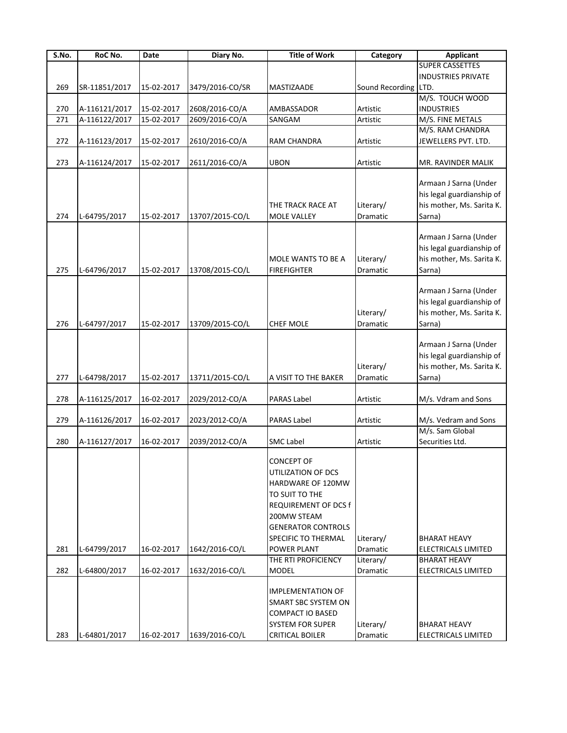| S.No. | RoC No. | Date | Diary No. | Title of Work | Category | Applicant |
|---|---|---|---|---|---|---|
| 269 | SR-11851/2017 | 15-02-2017 | 3479/2016-CO/SR | MASTIZAADE | Sound Recording | SUPER CASSETTES INDUSTRIES PRIVATE LTD. |
| 270 | A-116121/2017 | 15-02-2017 | 2608/2016-CO/A | AMBASSADOR | Artistic | M/S. TOUCH WOOD INDUSTRIES |
| 271 | A-116122/2017 | 15-02-2017 | 2609/2016-CO/A | SANGAM | Artistic | M/S. FINE METALS |
| 272 | A-116123/2017 | 15-02-2017 | 2610/2016-CO/A | RAM CHANDRA | Artistic | M/S. RAM CHANDRA JEWELLERS PVT. LTD. |
| 273 | A-116124/2017 | 15-02-2017 | 2611/2016-CO/A | UBON | Artistic | MR. RAVINDER MALIK |
| 274 | L-64795/2017 | 15-02-2017 | 13707/2015-CO/L | THE TRACK RACE AT MOLE VALLEY | Literary/ Dramatic | Armaan J Sarna (Under his legal guardianship of his mother, Ms. Sarita K. Sarna) |
| 275 | L-64796/2017 | 15-02-2017 | 13708/2015-CO/L | MOLE WANTS TO BE A FIREFIGHTER | Literary/ Dramatic | Armaan J Sarna (Under his legal guardianship of his mother, Ms. Sarita K. Sarna) |
| 276 | L-64797/2017 | 15-02-2017 | 13709/2015-CO/L | CHEF MOLE | Literary/ Dramatic | Armaan J Sarna (Under his legal guardianship of his mother, Ms. Sarita K. Sarna) |
| 277 | L-64798/2017 | 15-02-2017 | 13711/2015-CO/L | A VISIT TO THE BAKER | Literary/ Dramatic | Armaan J Sarna (Under his legal guardianship of his mother, Ms. Sarita K. Sarna) |
| 278 | A-116125/2017 | 16-02-2017 | 2029/2012-CO/A | PARAS Label | Artistic | M/s. Vdram and Sons |
| 279 | A-116126/2017 | 16-02-2017 | 2023/2012-CO/A | PARAS Label | Artistic | M/s. Vedram and Sons |
| 280 | A-116127/2017 | 16-02-2017 | 2039/2012-CO/A | SMC Label | Artistic | M/s. Sam Global Securities Ltd. |
| 281 | L-64799/2017 | 16-02-2017 | 1642/2016-CO/L | CONCEPT OF UTILIZATION OF DCS HARDWARE OF 120MW TO SUIT TO THE REQUIREMENT OF DCS f 200MW STEAM GENERATOR CONTROLS SPECIFIC TO THERMAL POWER PLANT | Literary/ Dramatic | BHARAT HEAVY ELECTRICALS LIMITED |
| 282 | L-64800/2017 | 16-02-2017 | 1632/2016-CO/L | THE RTI PROFICIENCY MODEL | Literary/ Dramatic | BHARAT HEAVY ELECTRICALS LIMITED |
| 283 | L-64801/2017 | 16-02-2017 | 1639/2016-CO/L | IMPLEMENTATION OF SMART SBC SYSTEM ON COMPACT IO BASED SYSTEM FOR SUPER CRITICAL BOILER | Literary/ Dramatic | BHARAT HEAVY ELECTRICALS LIMITED |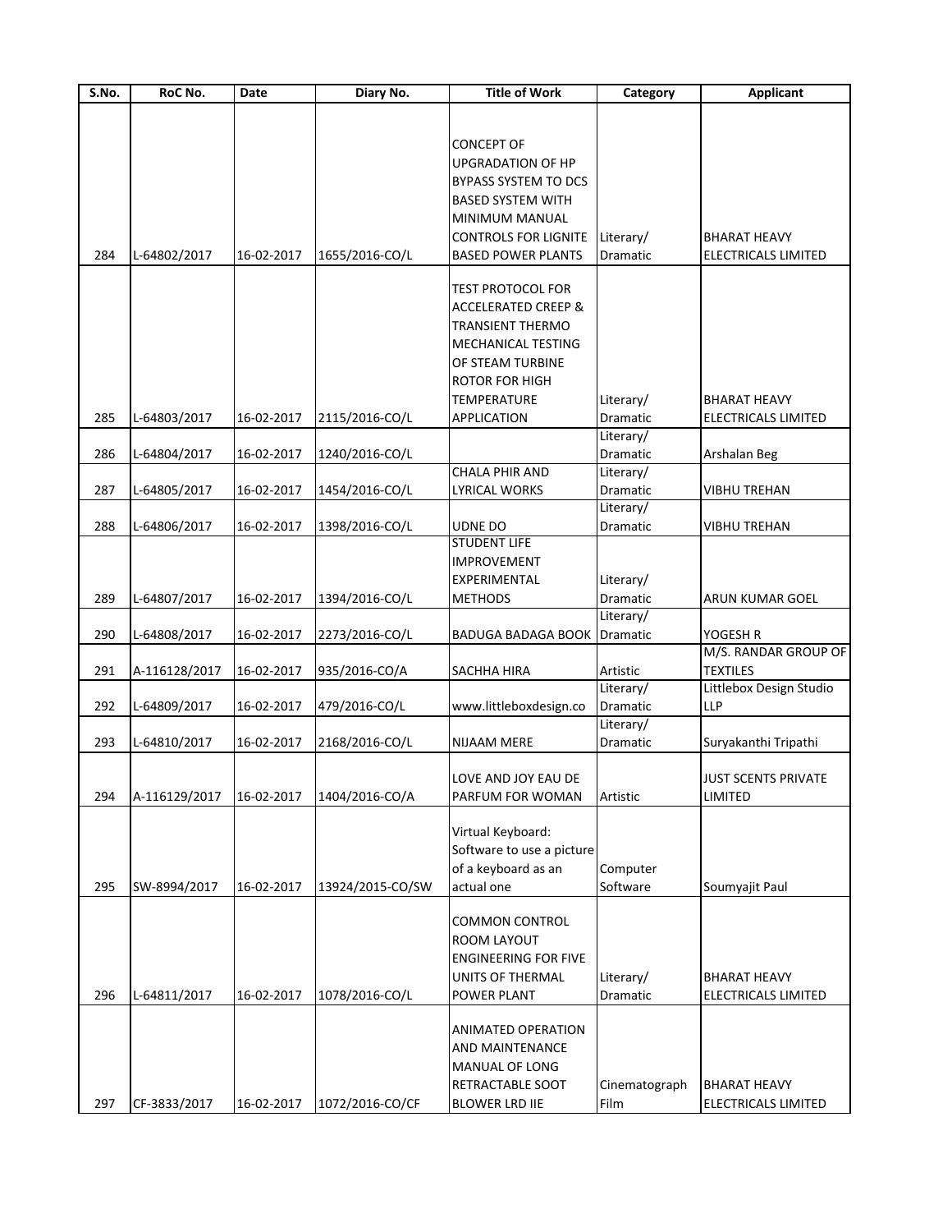| S.No. | RoC No. | Date | Diary No. | Title of Work | Category | Applicant |
|---|---|---|---|---|---|---|
| 284 | L-64802/2017 | 16-02-2017 | 1655/2016-CO/L | CONCEPT OF UPGRADATION OF HP BYPASS SYSTEM TO DCS BASED SYSTEM WITH MINIMUM MANUAL CONTROLS FOR LIGNITE BASED POWER PLANTS | Literary/ Dramatic | BHARAT HEAVY ELECTRICALS LIMITED |
| 285 | L-64803/2017 | 16-02-2017 | 2115/2016-CO/L | TEST PROTOCOL FOR ACCELERATED CREEP & TRANSIENT THERMO MECHANICAL TESTING OF STEAM TURBINE ROTOR FOR HIGH TEMPERATURE APPLICATION | Literary/ Dramatic | BHARAT HEAVY ELECTRICALS LIMITED |
| 286 | L-64804/2017 | 16-02-2017 | 1240/2016-CO/L | | Literary/ Dramatic | Arshalan Beg |
| 287 | L-64805/2017 | 16-02-2017 | 1454/2016-CO/L | CHALA PHIR AND LYRICAL WORKS | Literary/ Dramatic | VIBHU TREHAN |
| 288 | L-64806/2017 | 16-02-2017 | 1398/2016-CO/L | UDNE DO | Literary/ Dramatic | VIBHU TREHAN |
| 289 | L-64807/2017 | 16-02-2017 | 1394/2016-CO/L | STUDENT LIFE IMPROVEMENT EXPERIMENTAL METHODS | Literary/ Dramatic | ARUN KUMAR GOEL |
| 290 | L-64808/2017 | 16-02-2017 | 2273/2016-CO/L | BADUGA BADAGA BOOK | Literary/ Dramatic | YOGESH R |
| 291 | A-116128/2017 | 16-02-2017 | 935/2016-CO/A | SACHHA HIRA | Artistic | M/S. RANDAR GROUP OF TEXTILES |
| 292 | L-64809/2017 | 16-02-2017 | 479/2016-CO/L | www.littleboxdesign.co | Literary/ Dramatic | Littlebox Design Studio LLP |
| 293 | L-64810/2017 | 16-02-2017 | 2168/2016-CO/L | NIJAAM MERE | Literary/ Dramatic | Suryakanthi Tripathi |
| 294 | A-116129/2017 | 16-02-2017 | 1404/2016-CO/A | LOVE AND JOY EAU DE PARFUM FOR WOMAN | Artistic | JUST SCENTS PRIVATE LIMITED |
| 295 | SW-8994/2017 | 16-02-2017 | 13924/2015-CO/SW | Virtual Keyboard: Software to use a picture of a keyboard as an actual one | Computer Software | Soumyajit Paul |
| 296 | L-64811/2017 | 16-02-2017 | 1078/2016-CO/L | COMMON CONTROL ROOM LAYOUT ENGINEERING FOR FIVE UNITS OF THERMAL POWER PLANT | Literary/ Dramatic | BHARAT HEAVY ELECTRICALS LIMITED |
| 297 | CF-3833/2017 | 16-02-2017 | 1072/2016-CO/CF | ANIMATED OPERATION AND MAINTENANCE MANUAL OF LONG RETRACTABLE SOOT BLOWER LRD IIE | Cinematograph Film | BHARAT HEAVY ELECTRICALS LIMITED |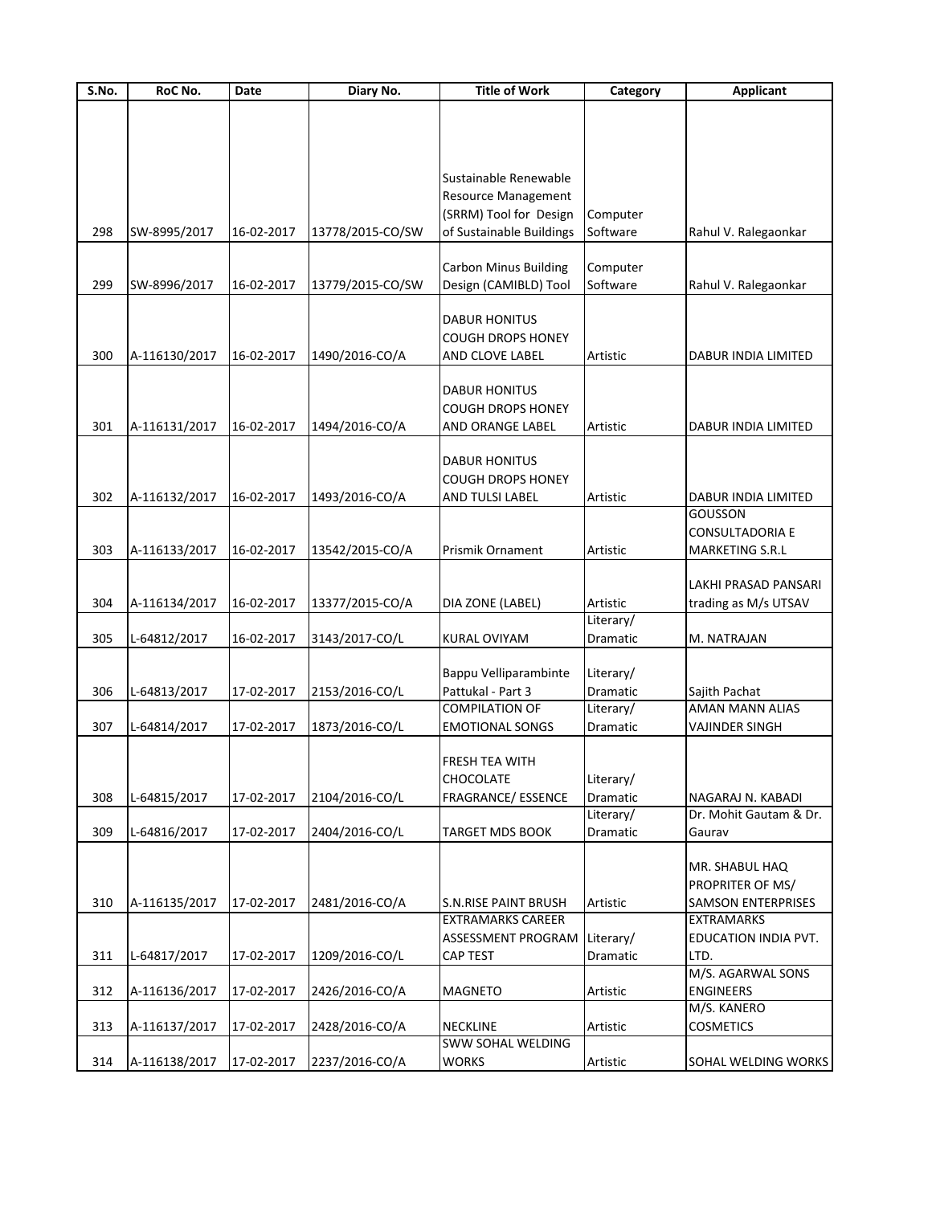| S.No. | RoC No. | Date | Diary No. | Title of Work | Category | Applicant |
|---|---|---|---|---|---|---|
| 298 | SW-8995/2017 | 16-02-2017 | 13778/2015-CO/SW | Sustainable Renewable Resource Management (SRRM) Tool for Design of Sustainable Buildings | Computer Software | Rahul V. Ralegaonkar |
| 299 | SW-8996/2017 | 16-02-2017 | 13779/2015-CO/SW | Carbon Minus Building Design (CAMIBLD) Tool | Computer Software | Rahul V. Ralegaonkar |
| 300 | A-116130/2017 | 16-02-2017 | 1490/2016-CO/A | DABUR HONITUS COUGH DROPS HONEY AND CLOVE LABEL | Artistic | DABUR INDIA LIMITED |
| 301 | A-116131/2017 | 16-02-2017 | 1494/2016-CO/A | DABUR HONITUS COUGH DROPS HONEY AND ORANGE LABEL | Artistic | DABUR INDIA LIMITED |
| 302 | A-116132/2017 | 16-02-2017 | 1493/2016-CO/A | DABUR HONITUS COUGH DROPS HONEY AND TULSI LABEL | Artistic | DABUR INDIA LIMITED |
| 303 | A-116133/2017 | 16-02-2017 | 13542/2015-CO/A | Prismik Ornament | Artistic | GOUSSON CONSULTADORIA E MARKETING S.R.L |
| 304 | A-116134/2017 | 16-02-2017 | 13377/2015-CO/A | DIA ZONE (LABEL) | Artistic | LAKHI PRASAD PANSARI trading as M/s UTSAV |
| 305 | L-64812/2017 | 16-02-2017 | 3143/2017-CO/L | KURAL OVIYAM | Literary/ Dramatic | M. NATRAJAN |
| 306 | L-64813/2017 | 17-02-2017 | 2153/2016-CO/L | Bappu Velliparambinte Pattukal - Part 3 | Literary/ Dramatic | Sajith Pachat |
| 307 | L-64814/2017 | 17-02-2017 | 1873/2016-CO/L | COMPILATION OF EMOTIONAL SONGS | Literary/ Dramatic | AMAN MANN ALIAS VAJINDER SINGH |
| 308 | L-64815/2017 | 17-02-2017 | 2104/2016-CO/L | FRESH TEA WITH CHOCOLATE FRAGRANCE/ ESSENCE | Literary/ Dramatic | NAGARAJ N. KABADI |
| 309 | L-64816/2017 | 17-02-2017 | 2404/2016-CO/L | TARGET MDS BOOK | Literary/ Dramatic | Dr. Mohit Gautam & Dr. Gaurav |
| 310 | A-116135/2017 | 17-02-2017 | 2481/2016-CO/A | S.N.RISE PAINT BRUSH | Artistic | MR. SHABUL HAQ PROPRITER OF MS/ SAMSON ENTERPRISES |
| 311 | L-64817/2017 | 17-02-2017 | 1209/2016-CO/L | EXTRAMARKS CAREER ASSESSMENT PROGRAM CAP TEST | Literary/ Dramatic | EXTRAMARKS EDUCATION INDIA PVT. LTD. |
| 312 | A-116136/2017 | 17-02-2017 | 2426/2016-CO/A | MAGNETO | Artistic | M/S. AGARWAL SONS ENGINEERS |
| 313 | A-116137/2017 | 17-02-2017 | 2428/2016-CO/A | NECKLINE | Artistic | M/S. KANERO COSMETICS |
| 314 | A-116138/2017 | 17-02-2017 | 2237/2016-CO/A | SWW SOHAL WELDING WORKS | Artistic | SOHAL WELDING WORKS |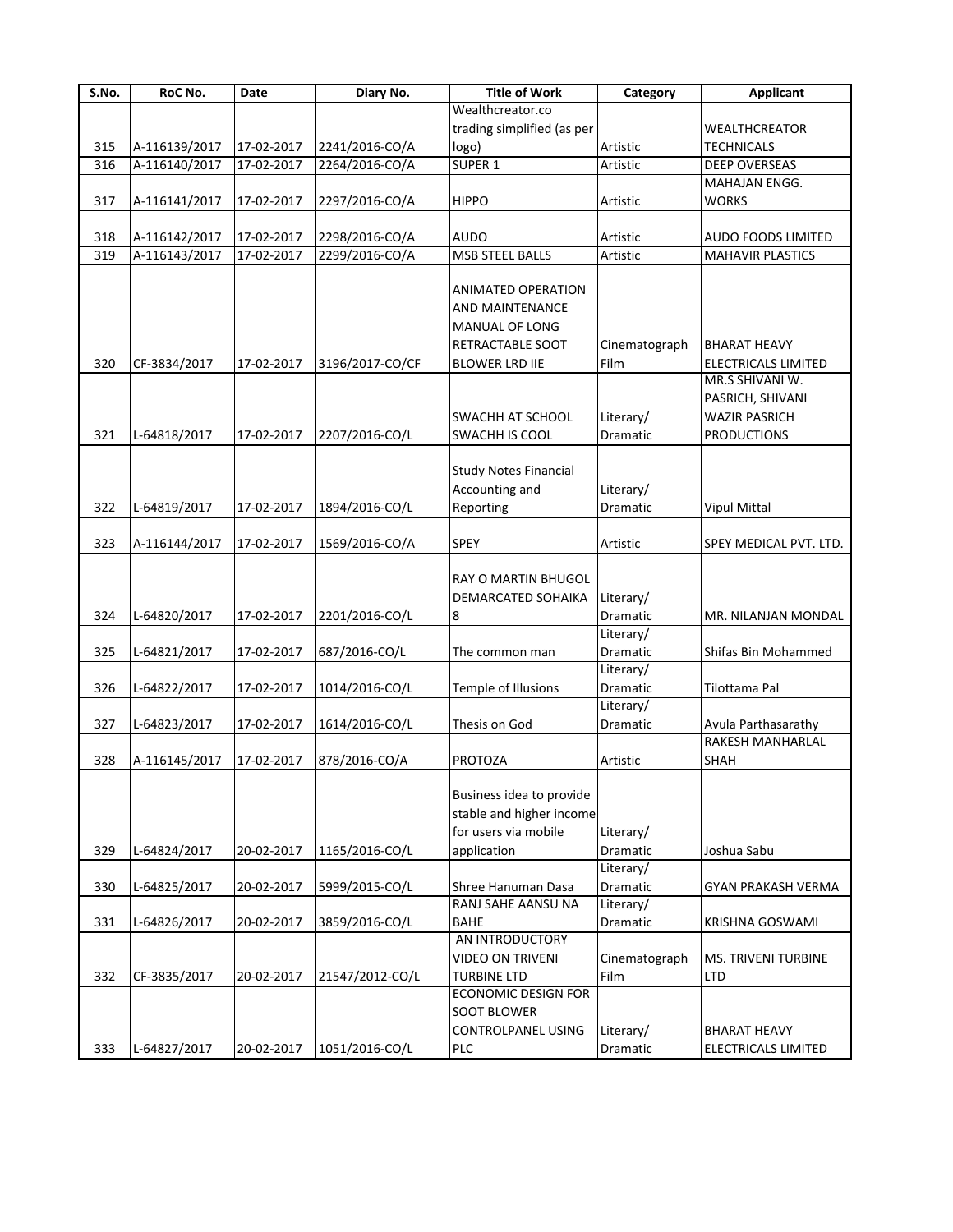| S.No. | RoC No. | Date | Diary No. | Title of Work | Category | Applicant |
|---|---|---|---|---|---|---|
| 315 | A-116139/2017 | 17-02-2017 | 2241/2016-CO/A | Wealthcreator.co trading simplified (as per logo) | Artistic | WEALTHCREATOR TECHNICALS |
| 316 | A-116140/2017 | 17-02-2017 | 2264/2016-CO/A | SUPER 1 | Artistic | DEEP OVERSEAS |
| 317 | A-116141/2017 | 17-02-2017 | 2297/2016-CO/A | HIPPO | Artistic | MAHAJAN ENGG. WORKS |
| 318 | A-116142/2017 | 17-02-2017 | 2298/2016-CO/A | AUDO | Artistic | AUDO FOODS LIMITED |
| 319 | A-116143/2017 | 17-02-2017 | 2299/2016-CO/A | MSB STEEL BALLS | Artistic | MAHAVIR PLASTICS |
| 320 | CF-3834/2017 | 17-02-2017 | 3196/2017-CO/CF | ANIMATED OPERATION AND MAINTENANCE MANUAL OF LONG RETRACTABLE SOOT BLOWER LRD IIE | Cinematograph Film | BHARAT HEAVY ELECTRICALS LIMITED |
| 321 | L-64818/2017 | 17-02-2017 | 2207/2016-CO/L | SWACHH AT SCHOOL SWACHH IS COOL | Literary/ Dramatic | MR.S SHIVANI W. PASRICH, SHIVANI WAZIR PASRICH PRODUCTIONS |
| 322 | L-64819/2017 | 17-02-2017 | 1894/2016-CO/L | Study Notes Financial Accounting and Reporting | Literary/ Dramatic | Vipul Mittal |
| 323 | A-116144/2017 | 17-02-2017 | 1569/2016-CO/A | SPEY | Artistic | SPEY MEDICAL PVT. LTD. |
| 324 | L-64820/2017 | 17-02-2017 | 2201/2016-CO/L | RAY O MARTIN BHUGOL DEMARCATED SOHAIKA 8 | Literary/ Dramatic | MR. NILANJAN MONDAL |
| 325 | L-64821/2017 | 17-02-2017 | 687/2016-CO/L | The common man | Literary/ Dramatic | Shifas Bin Mohammed |
| 326 | L-64822/2017 | 17-02-2017 | 1014/2016-CO/L | Temple of Illusions | Literary/ Dramatic | Tilottama Pal |
| 327 | L-64823/2017 | 17-02-2017 | 1614/2016-CO/L | Thesis on God | Literary/ Dramatic | Avula Parthasarathy |
| 328 | A-116145/2017 | 17-02-2017 | 878/2016-CO/A | PROTOZA | Artistic | RAKESH MANHARLAL SHAH |
| 329 | L-64824/2017 | 20-02-2017 | 1165/2016-CO/L | Business idea to provide stable and higher income for users via mobile application | Literary/ Dramatic | Joshua Sabu |
| 330 | L-64825/2017 | 20-02-2017 | 5999/2015-CO/L | Shree Hanuman Dasa | Literary/ Dramatic | GYAN PRAKASH VERMA |
| 331 | L-64826/2017 | 20-02-2017 | 3859/2016-CO/L | RANJ SAHE AANSU NA BAHE | Literary/ Dramatic | KRISHNA GOSWAMI |
| 332 | CF-3835/2017 | 20-02-2017 | 21547/2012-CO/L | AN INTRODUCTORY VIDEO ON TRIVENI TURBINE LTD | Cinematograph Film | MS. TRIVENI TURBINE LTD |
| 333 | L-64827/2017 | 20-02-2017 | 1051/2016-CO/L | ECONOMIC DESIGN FOR SOOT BLOWER CONTROLPANEL USING PLC | Literary/ Dramatic | BHARAT HEAVY ELECTRICALS LIMITED |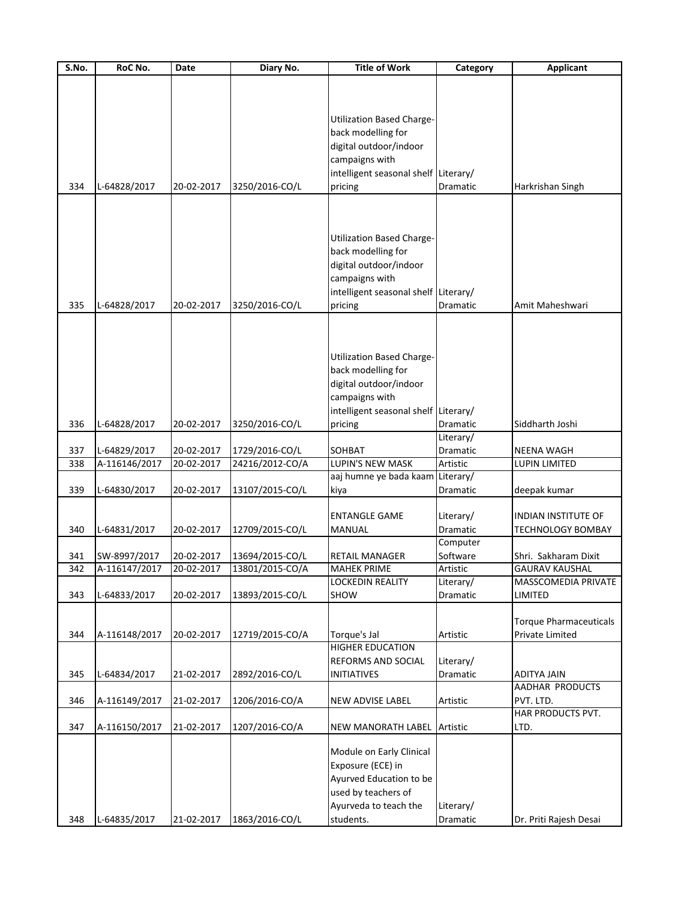| S.No. | RoC No. | Date | Diary No. | Title of Work | Category | Applicant |
|---|---|---|---|---|---|---|
| 334 | L-64828/2017 | 20-02-2017 | 3250/2016-CO/L | Utilization Based Charge-back modelling for digital outdoor/indoor campaigns with intelligent seasonal shelf pricing | Literary/ Dramatic | Harkrishan Singh |
| 335 | L-64828/2017 | 20-02-2017 | 3250/2016-CO/L | Utilization Based Charge-back modelling for digital outdoor/indoor campaigns with intelligent seasonal shelf pricing | Literary/ Dramatic | Amit Maheshwari |
| 336 | L-64828/2017 | 20-02-2017 | 3250/2016-CO/L | Utilization Based Charge-back modelling for digital outdoor/indoor campaigns with intelligent seasonal shelf pricing | Literary/ Dramatic | Siddharth Joshi |
| 337 | L-64829/2017 | 20-02-2017 | 1729/2016-CO/L | SOHBAT | Literary/ Dramatic | NEENA WAGH |
| 338 | A-116146/2017 | 20-02-2017 | 24216/2012-CO/A | LUPIN'S NEW MASK | Artistic | LUPIN LIMITED |
| 339 | L-64830/2017 | 20-02-2017 | 13107/2015-CO/L | aaj humne ye bada kaam kiya | Literary/ Dramatic | deepak kumar |
| 340 | L-64831/2017 | 20-02-2017 | 12709/2015-CO/L | ENTANGLE GAME MANUAL | Literary/ Dramatic | INDIAN INSTITUTE OF TECHNOLOGY BOMBAY |
| 341 | SW-8997/2017 | 20-02-2017 | 13694/2015-CO/L | RETAIL MANAGER | Computer Software | Shri. Sakharam Dixit |
| 342 | A-116147/2017 | 20-02-2017 | 13801/2015-CO/A | MAHEK PRIME | Artistic | GAURAV KAUSHAL |
| 343 | L-64833/2017 | 20-02-2017 | 13893/2015-CO/L | LOCKEDIN REALITY SHOW | Literary/ Dramatic | MASSCOMEDIA PRIVATE LIMITED |
| 344 | A-116148/2017 | 20-02-2017 | 12719/2015-CO/A | Torque's Jal | Artistic | Torque Pharmaceuticals Private Limited |
| 345 | L-64834/2017 | 21-02-2017 | 2892/2016-CO/L | HIGHER EDUCATION REFORMS AND SOCIAL INITIATIVES | Literary/ Dramatic | ADITYA JAIN |
| 346 | A-116149/2017 | 21-02-2017 | 1206/2016-CO/A | NEW ADVISE LABEL | Artistic | AADHAR PRODUCTS PVT. LTD. |
| 347 | A-116150/2017 | 21-02-2017 | 1207/2016-CO/A | NEW MANORATH LABEL | Artistic | HAR PRODUCTS PVT. LTD. |
| 348 | L-64835/2017 | 21-02-2017 | 1863/2016-CO/L | Module on Early Clinical Exposure (ECE) in Ayurved Education to be used by teachers of Ayurveda to teach the students. | Literary/ Dramatic | Dr. Priti Rajesh Desai |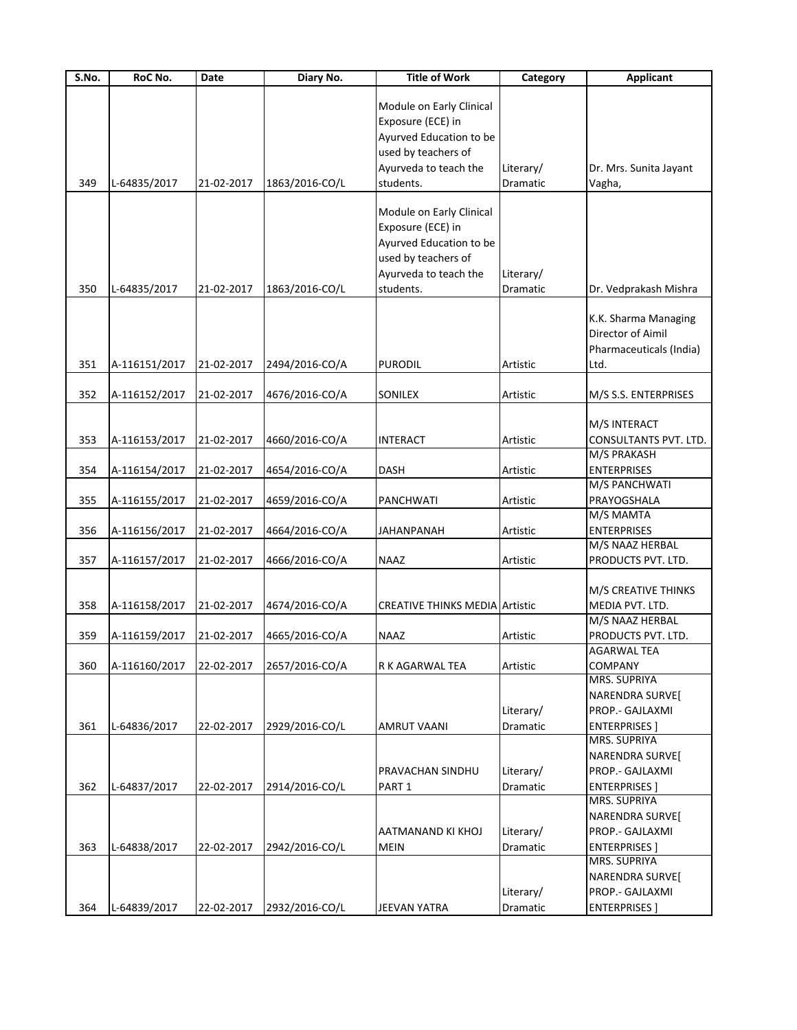| S.No. | RoC No. | Date | Diary No. | Title of Work | Category | Applicant |
| --- | --- | --- | --- | --- | --- | --- |
| 349 | L-64835/2017 | 21-02-2017 | 1863/2016-CO/L | Module on Early Clinical Exposure (ECE) in Ayurved Education to be used by teachers of Ayurveda to teach the students. | Literary/ Dramatic | Dr. Mrs. Sunita Jayant Vagha, |
| 350 | L-64835/2017 | 21-02-2017 | 1863/2016-CO/L | Module on Early Clinical Exposure (ECE) in Ayurved Education to be used by teachers of Ayurveda to teach the students. | Literary/ Dramatic | Dr. Vedprakash Mishra |
| 351 | A-116151/2017 | 21-02-2017 | 2494/2016-CO/A | PURODIL | Artistic | K.K. Sharma Managing Director of Aimil Pharmaceuticals (India) Ltd. |
| 352 | A-116152/2017 | 21-02-2017 | 4676/2016-CO/A | SONILEX | Artistic | M/S S.S. ENTERPRISES |
| 353 | A-116153/2017 | 21-02-2017 | 4660/2016-CO/A | INTERACT | Artistic | M/S INTERACT CONSULTANTS PVT. LTD. |
| 354 | A-116154/2017 | 21-02-2017 | 4654/2016-CO/A | DASH | Artistic | M/S PRAKASH ENTERPRISES |
| 355 | A-116155/2017 | 21-02-2017 | 4659/2016-CO/A | PANCHWATI | Artistic | M/S PANCHWATI PRAYOGSHALA |
| 356 | A-116156/2017 | 21-02-2017 | 4664/2016-CO/A | JAHANPANAH | Artistic | M/S MAMTA ENTERPRISES |
| 357 | A-116157/2017 | 21-02-2017 | 4666/2016-CO/A | NAAZ | Artistic | M/S NAAZ HERBAL PRODUCTS PVT. LTD. |
| 358 | A-116158/2017 | 21-02-2017 | 4674/2016-CO/A | CREATIVE THINKS MEDIA | Artistic | M/S CREATIVE THINKS MEDIA PVT. LTD. |
| 359 | A-116159/2017 | 21-02-2017 | 4665/2016-CO/A | NAAZ | Artistic | M/S NAAZ HERBAL PRODUCTS PVT. LTD. |
| 360 | A-116160/2017 | 22-02-2017 | 2657/2016-CO/A | R K AGARWAL TEA | Artistic | AGARWAL TEA COMPANY |
| 361 | L-64836/2017 | 22-02-2017 | 2929/2016-CO/L | AMRUT VAANI | Literary/ Dramatic | MRS. SUPRIYA NARENDRA SURVE[ PROP.- GAJLAXMI ENTERPRISES ] |
| 362 | L-64837/2017 | 22-02-2017 | 2914/2016-CO/L | PRAVACHAN SINDHU PART 1 | Literary/ Dramatic | MRS. SUPRIYA NARENDRA SURVE[ PROP.- GAJLAXMI ENTERPRISES ] |
| 363 | L-64838/2017 | 22-02-2017 | 2942/2016-CO/L | AATMANAND KI KHOJ MEIN | Literary/ Dramatic | MRS. SUPRIYA NARENDRA SURVE[ PROP.- GAJLAXMI ENTERPRISES ] |
| 364 | L-64839/2017 | 22-02-2017 | 2932/2016-CO/L | JEEVAN YATRA | Literary/ Dramatic | MRS. SUPRIYA NARENDRA SURVE[ PROP.- GAJLAXMI ENTERPRISES ] |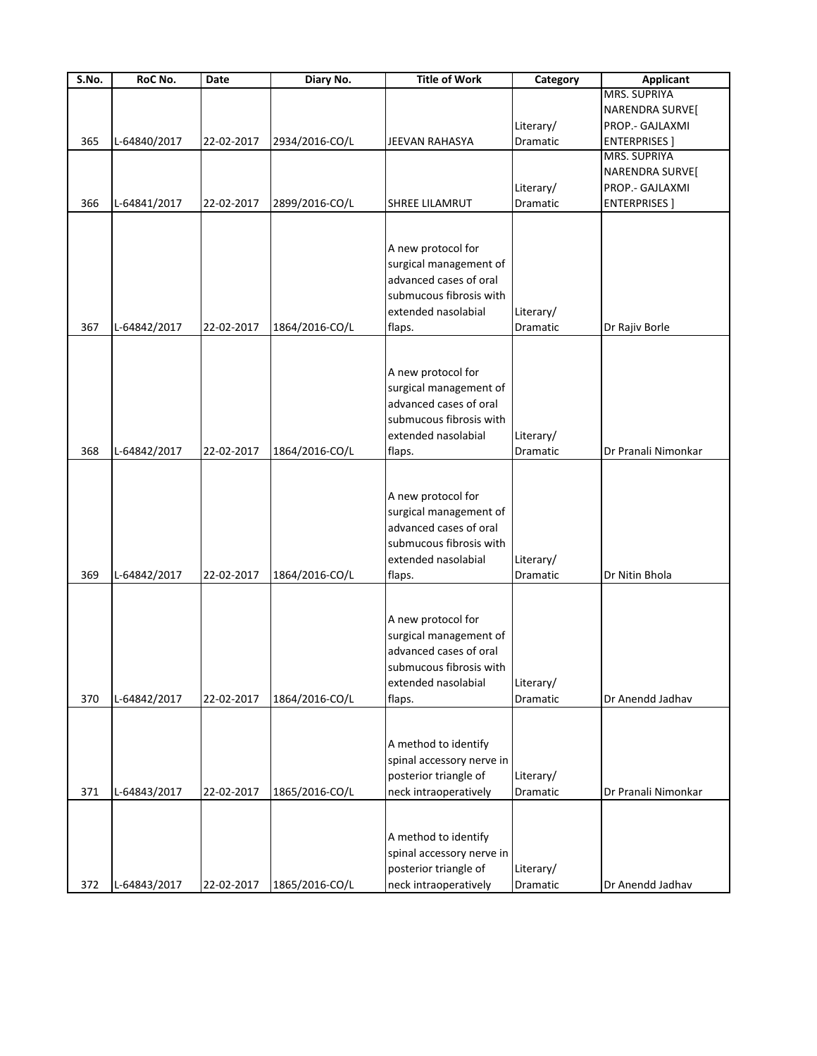| S.No. | RoC No. | Date | Diary No. | Title of Work | Category | Applicant |
|---|---|---|---|---|---|---|
| 365 | L-64840/2017 | 22-02-2017 | 2934/2016-CO/L | JEEVAN RAHASYA | Literary/ Dramatic | MRS. SUPRIYA NARENDRA SURVE[ PROP.- GAJLAXMI ENTERPRISES ] |
| 366 | L-64841/2017 | 22-02-2017 | 2899/2016-CO/L | SHREE LILAMRUT | Literary/ Dramatic | MRS. SUPRIYA NARENDRA SURVE[ PROP.- GAJLAXMI ENTERPRISES ] |
| 367 | L-64842/2017 | 22-02-2017 | 1864/2016-CO/L | A new protocol for surgical management of advanced cases of oral submucous fibrosis with extended nasolabial flaps. | Literary/ Dramatic | Dr Rajiv Borle |
| 368 | L-64842/2017 | 22-02-2017 | 1864/2016-CO/L | A new protocol for surgical management of advanced cases of oral submucous fibrosis with extended nasolabial flaps. | Literary/ Dramatic | Dr Pranali Nimonkar |
| 369 | L-64842/2017 | 22-02-2017 | 1864/2016-CO/L | A new protocol for surgical management of advanced cases of oral submucous fibrosis with extended nasolabial flaps. | Literary/ Dramatic | Dr Nitin Bhola |
| 370 | L-64842/2017 | 22-02-2017 | 1864/2016-CO/L | A new protocol for surgical management of advanced cases of oral submucous fibrosis with extended nasolabial flaps. | Literary/ Dramatic | Dr Anendd Jadhav |
| 371 | L-64843/2017 | 22-02-2017 | 1865/2016-CO/L | A method to identify spinal accessory nerve in posterior triangle of neck intraoperatively | Literary/ Dramatic | Dr Pranali Nimonkar |
| 372 | L-64843/2017 | 22-02-2017 | 1865/2016-CO/L | A method to identify spinal accessory nerve in posterior triangle of neck intraoperatively | Literary/ Dramatic | Dr Anendd Jadhav |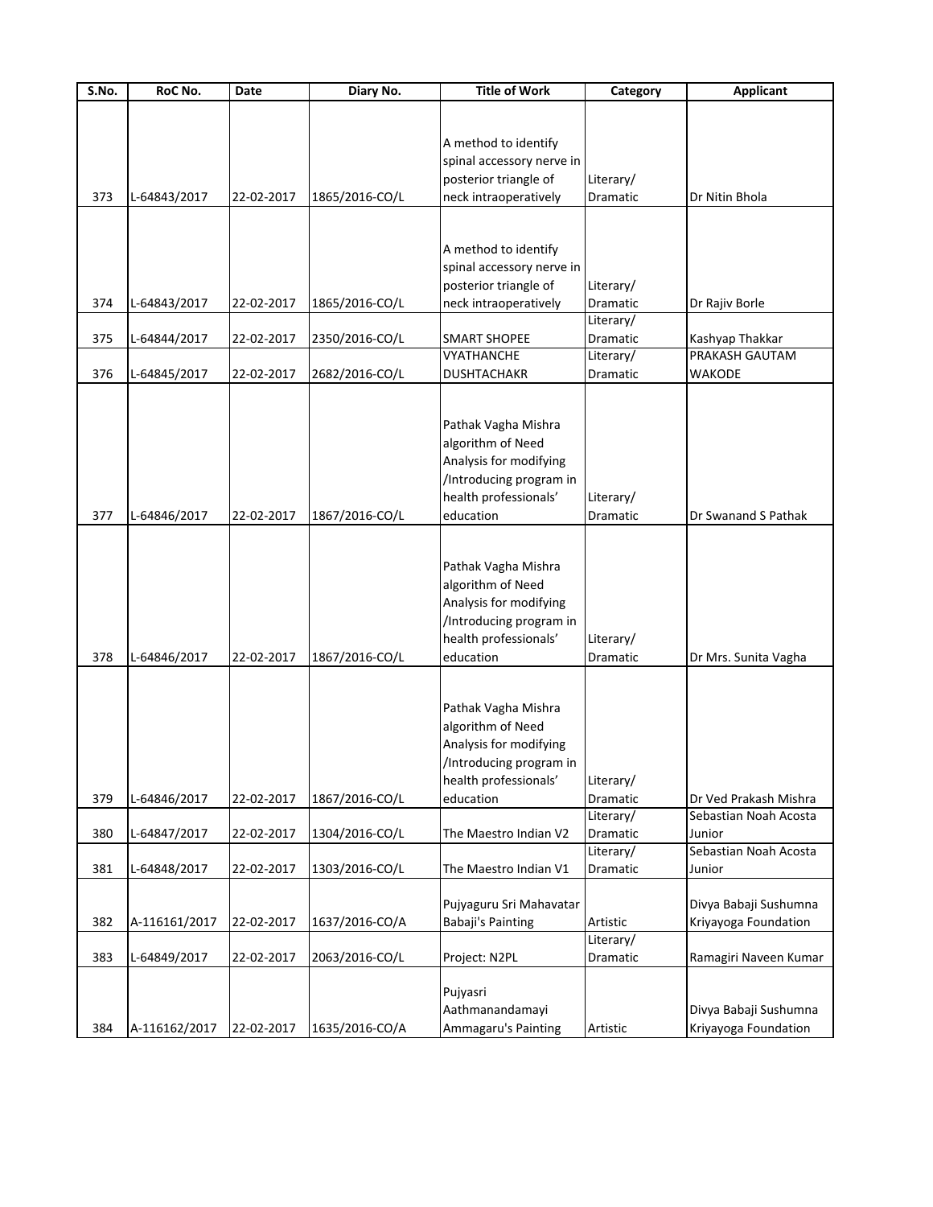| S.No. | RoC No. | Date | Diary No. | Title of Work | Category | Applicant |
|---|---|---|---|---|---|---|
| 373 | L-64843/2017 | 22-02-2017 | 1865/2016-CO/L | A method to identify spinal accessory nerve in posterior triangle of neck intraoperatively | Literary/ Dramatic | Dr Nitin Bhola |
| 374 | L-64843/2017 | 22-02-2017 | 1865/2016-CO/L | A method to identify spinal accessory nerve in posterior triangle of neck intraoperatively | Literary/ Dramatic | Dr Rajiv Borle |
| 375 | L-64844/2017 | 22-02-2017 | 2350/2016-CO/L | SMART SHOPEE | Literary/ Dramatic | Kashyap Thakkar |
| 376 | L-64845/2017 | 22-02-2017 | 2682/2016-CO/L | VYATHANCHE DUSHTACHAKR | Literary/ Dramatic | PRAKASH GAUTAM WAKODE |
| 377 | L-64846/2017 | 22-02-2017 | 1867/2016-CO/L | Pathak Vagha Mishra algorithm of Need Analysis for modifying /Introducing program in health professionals' education | Literary/ Dramatic | Dr Swanand S Pathak |
| 378 | L-64846/2017 | 22-02-2017 | 1867/2016-CO/L | Pathak Vagha Mishra algorithm of Need Analysis for modifying /Introducing program in health professionals' education | Literary/ Dramatic | Dr Mrs. Sunita Vagha |
| 379 | L-64846/2017 | 22-02-2017 | 1867/2016-CO/L | Pathak Vagha Mishra algorithm of Need Analysis for modifying /Introducing program in health professionals' education | Literary/ Dramatic | Dr Ved Prakash Mishra |
| 380 | L-64847/2017 | 22-02-2017 | 1304/2016-CO/L | The Maestro Indian V2 | Literary/ Dramatic | Sebastian Noah Acosta Junior |
| 381 | L-64848/2017 | 22-02-2017 | 1303/2016-CO/L | The Maestro Indian V1 | Literary/ Dramatic | Sebastian Noah Acosta Junior |
| 382 | A-116161/2017 | 22-02-2017 | 1637/2016-CO/A | Pujyaguru Sri Mahavatar Babaji's Painting | Artistic | Divya Babaji Sushumna Kriyayoga Foundation |
| 383 | L-64849/2017 | 22-02-2017 | 2063/2016-CO/L | Project: N2PL | Literary/ Dramatic | Ramagiri Naveen Kumar |
| 384 | A-116162/2017 | 22-02-2017 | 1635/2016-CO/A | Pujyasri Aathmanandamayi Ammagaru's Painting | Artistic | Divya Babaji Sushumna Kriyayoga Foundation |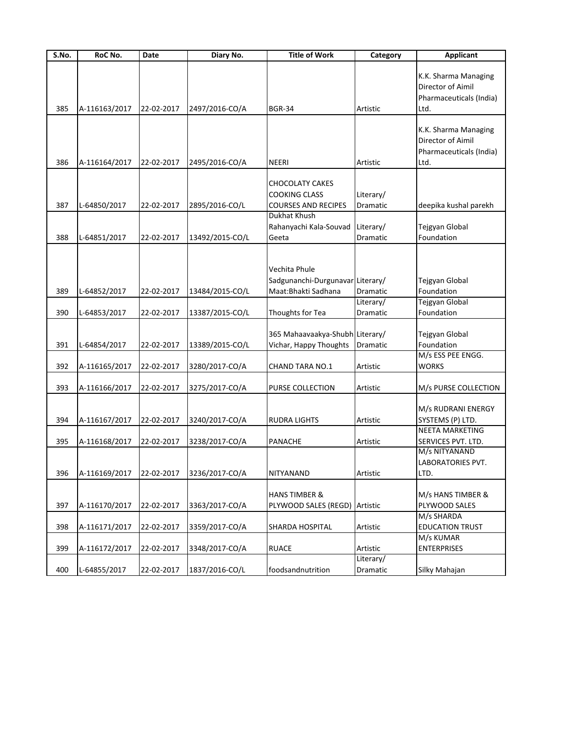| S.No. | RoC No. | Date | Diary No. | Title of Work | Category | Applicant |
|---|---|---|---|---|---|---|
| 385 | A-116163/2017 | 22-02-2017 | 2497/2016-CO/A | BGR-34 | Artistic | K.K. Sharma Managing Director of Aimil Pharmaceuticals (India) Ltd. |
| 386 | A-116164/2017 | 22-02-2017 | 2495/2016-CO/A | NEERI | Artistic | K.K. Sharma Managing Director of Aimil Pharmaceuticals (India) Ltd. |
| 387 | L-64850/2017 | 22-02-2017 | 2895/2016-CO/L | CHOCOLATY CAKES COOKING CLASS COURSES AND RECIPES | Literary/ Dramatic | deepika kushal parekh |
| 388 | L-64851/2017 | 22-02-2017 | 13492/2015-CO/L | Dukhat Khush Rahanyachi Kala-Souvad Geeta | Literary/ Dramatic | Tejgyan Global Foundation |
| 389 | L-64852/2017 | 22-02-2017 | 13484/2015-CO/L | Vechita Phule Sadgunanchi-Durgunavar Maat:Bhakti Sadhana | Literary/ Dramatic | Tejgyan Global Foundation |
| 390 | L-64853/2017 | 22-02-2017 | 13387/2015-CO/L | Thoughts for Tea | Literary/ Dramatic | Tejgyan Global Foundation |
| 391 | L-64854/2017 | 22-02-2017 | 13389/2015-CO/L | 365 Mahaavaakya-Shubh Vichar, Happy Thoughts | Literary/ Dramatic | Tejgyan Global Foundation |
| 392 | A-116165/2017 | 22-02-2017 | 3280/2017-CO/A | CHAND TARA NO.1 | Artistic | M/s ESS PEE ENGG. WORKS |
| 393 | A-116166/2017 | 22-02-2017 | 3275/2017-CO/A | PURSE COLLECTION | Artistic | M/s PURSE COLLECTION |
| 394 | A-116167/2017 | 22-02-2017 | 3240/2017-CO/A | RUDRA LIGHTS | Artistic | M/s RUDRANI ENERGY SYSTEMS (P) LTD. |
| 395 | A-116168/2017 | 22-02-2017 | 3238/2017-CO/A | PANACHE | Artistic | NEETA MARKETING SERVICES PVT. LTD. |
| 396 | A-116169/2017 | 22-02-2017 | 3236/2017-CO/A | NITYANAND | Artistic | M/s NITYANAND LABORATORIES PVT. LTD. |
| 397 | A-116170/2017 | 22-02-2017 | 3363/2017-CO/A | HANS TIMBER & PLYWOOD SALES (REGD) | Artistic | M/s HANS TIMBER & PLYWOOD SALES |
| 398 | A-116171/2017 | 22-02-2017 | 3359/2017-CO/A | SHARDA HOSPITAL | Artistic | M/s SHARDA EDUCATION TRUST |
| 399 | A-116172/2017 | 22-02-2017 | 3348/2017-CO/A | RUACE | Artistic | M/s KUMAR ENTERPRISES |
| 400 | L-64855/2017 | 22-02-2017 | 1837/2016-CO/L | foodsandnutrition | Literary/ Dramatic | Silky Mahajan |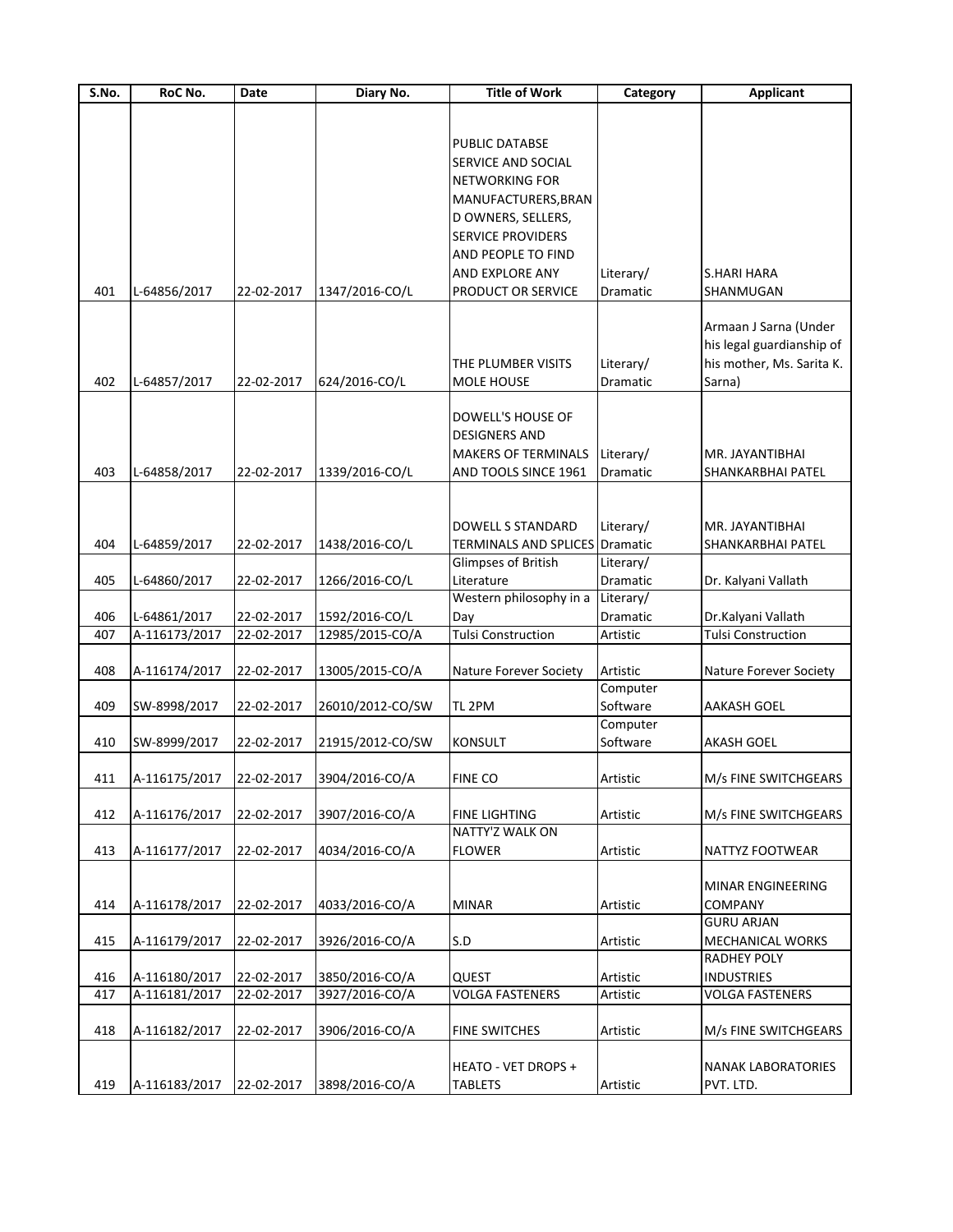| S.No. | RoC No. | Date | Diary No. | Title of Work | Category | Applicant |
|---|---|---|---|---|---|---|
| 401 | L-64856/2017 | 22-02-2017 | 1347/2016-CO/L | PUBLIC DATABSE SERVICE AND SOCIAL NETWORKING FOR MANUFACTURERS,BRAND OWNERS, SELLERS, SERVICE PROVIDERS AND PEOPLE TO FIND AND EXPLORE ANY PRODUCT OR SERVICE | Literary/ Dramatic | S.HARI HARA SHANMUGAN |
| 402 | L-64857/2017 | 22-02-2017 | 624/2016-CO/L | THE PLUMBER VISITS MOLE HOUSE | Literary/ Dramatic | Armaan J Sarna (Under his legal guardianship of his mother, Ms. Sarita K. Sarna) |
| 403 | L-64858/2017 | 22-02-2017 | 1339/2016-CO/L | DOWELL'S HOUSE OF DESIGNERS AND MAKERS OF TERMINALS AND TOOLS SINCE 1961 | Literary/ Dramatic | MR. JAYANTIBHAI SHANKARBHAI PATEL |
| 404 | L-64859/2017 | 22-02-2017 | 1438/2016-CO/L | DOWELL S STANDARD TERMINALS AND SPLICES | Literary/ Dramatic | MR. JAYANTIBHAI SHANKARBHAI PATEL |
| 405 | L-64860/2017 | 22-02-2017 | 1266/2016-CO/L | Glimpses of British Literature | Literary/ Dramatic | Dr. Kalyani Vallath |
| 406 | L-64861/2017 | 22-02-2017 | 1592/2016-CO/L | Western philosophy in a Day | Literary/ Dramatic | Dr.Kalyani Vallath |
| 407 | A-116173/2017 | 22-02-2017 | 12985/2015-CO/A | Tulsi Construction | Artistic | Tulsi Construction |
| 408 | A-116174/2017 | 22-02-2017 | 13005/2015-CO/A | Nature Forever Society | Artistic | Nature Forever Society |
| 409 | SW-8998/2017 | 22-02-2017 | 26010/2012-CO/SW | TL 2PM | Computer Software | AAKASH GOEL |
| 410 | SW-8999/2017 | 22-02-2017 | 21915/2012-CO/SW | KONSULT | Computer Software | AKASH GOEL |
| 411 | A-116175/2017 | 22-02-2017 | 3904/2016-CO/A | FINE CO | Artistic | M/s FINE SWITCHGEARS |
| 412 | A-116176/2017 | 22-02-2017 | 3907/2016-CO/A | FINE LIGHTING | Artistic | M/s FINE SWITCHGEARS |
| 413 | A-116177/2017 | 22-02-2017 | 4034/2016-CO/A | NATTY'Z WALK ON FLOWER | Artistic | NATTYZ FOOTWEAR |
| 414 | A-116178/2017 | 22-02-2017 | 4033/2016-CO/A | MINAR | Artistic | MINAR ENGINEERING COMPANY |
| 415 | A-116179/2017 | 22-02-2017 | 3926/2016-CO/A | S.D | Artistic | GURU ARJAN MECHANICAL WORKS |
| 416 | A-116180/2017 | 22-02-2017 | 3850/2016-CO/A | QUEST | Artistic | RADHEY POLY INDUSTRIES |
| 417 | A-116181/2017 | 22-02-2017 | 3927/2016-CO/A | VOLGA FASTENERS | Artistic | VOLGA FASTENERS |
| 418 | A-116182/2017 | 22-02-2017 | 3906/2016-CO/A | FINE SWITCHES | Artistic | M/s FINE SWITCHGEARS |
| 419 | A-116183/2017 | 22-02-2017 | 3898/2016-CO/A | HEATO - VET DROPS + TABLETS | Artistic | NANAK LABORATORIES PVT. LTD. |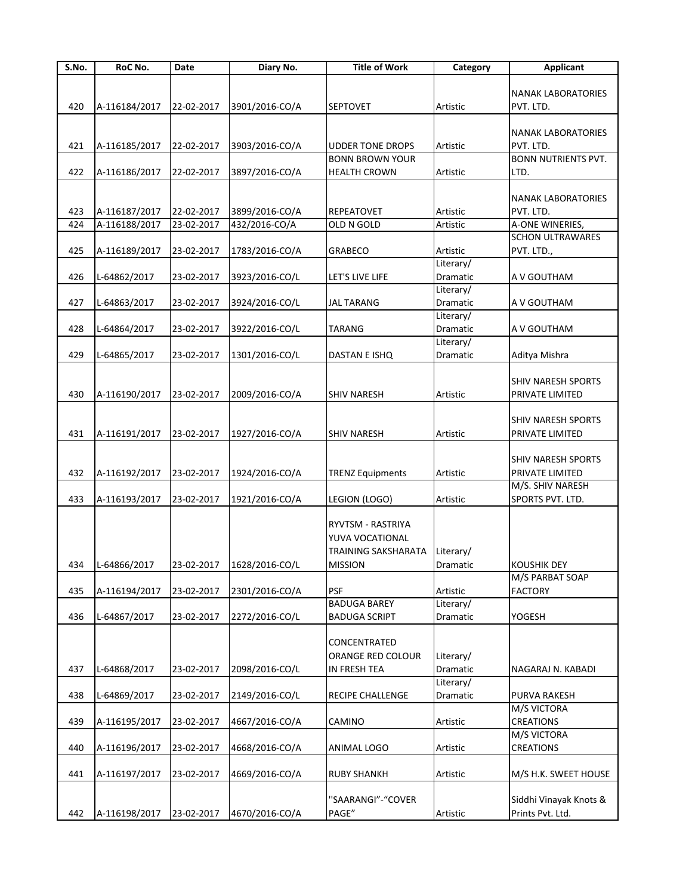| S.No. | RoC No. | Date | Diary No. | Title of Work | Category | Applicant |
|---|---|---|---|---|---|---|
| 420 | A-116184/2017 | 22-02-2017 | 3901/2016-CO/A | SEPTOVET | Artistic | NANAK LABORATORIES PVT. LTD. |
| 421 | A-116185/2017 | 22-02-2017 | 3903/2016-CO/A | UDDER TONE DROPS | Artistic | NANAK LABORATORIES PVT. LTD. |
| 422 | A-116186/2017 | 22-02-2017 | 3897/2016-CO/A | BONN BROWN YOUR HEALTH CROWN | Artistic | BONN NUTRIENTS PVT. LTD. |
| 423 | A-116187/2017 | 22-02-2017 | 3899/2016-CO/A | REPEATOVET | Artistic | NANAK LABORATORIES PVT. LTD. |
| 424 | A-116188/2017 | 23-02-2017 | 432/2016-CO/A | OLD N GOLD | Artistic | A-ONE WINERIES, |
| 425 | A-116189/2017 | 23-02-2017 | 1783/2016-CO/A | GRABECO | Artistic | SCHON ULTRAWARES PVT. LTD., |
| 426 | L-64862/2017 | 23-02-2017 | 3923/2016-CO/L | LET'S LIVE LIFE | Literary/ Dramatic | A V GOUTHAM |
| 427 | L-64863/2017 | 23-02-2017 | 3924/2016-CO/L | JAL TARANG | Literary/ Dramatic | A V GOUTHAM |
| 428 | L-64864/2017 | 23-02-2017 | 3922/2016-CO/L | TARANG | Literary/ Dramatic | A V GOUTHAM |
| 429 | L-64865/2017 | 23-02-2017 | 1301/2016-CO/L | DASTAN E ISHQ | Literary/ Dramatic | Aditya Mishra |
| 430 | A-116190/2017 | 23-02-2017 | 2009/2016-CO/A | SHIV NARESH | Artistic | SHIV NARESH SPORTS PRIVATE LIMITED |
| 431 | A-116191/2017 | 23-02-2017 | 1927/2016-CO/A | SHIV NARESH | Artistic | SHIV NARESH SPORTS PRIVATE LIMITED |
| 432 | A-116192/2017 | 23-02-2017 | 1924/2016-CO/A | TRENZ Equipments | Artistic | SHIV NARESH SPORTS PRIVATE LIMITED |
| 433 | A-116193/2017 | 23-02-2017 | 1921/2016-CO/A | LEGION (LOGO) | Artistic | M/S. SHIV NARESH SPORTS PVT. LTD. |
| 434 | L-64866/2017 | 23-02-2017 | 1628/2016-CO/L | RYVTSM - RASTRIYA YUVA VOCATIONAL TRAINING SAKSHARATA MISSION | Literary/ Dramatic | KOUSHIK DEY |
| 435 | A-116194/2017 | 23-02-2017 | 2301/2016-CO/A | PSF | Artistic | M/S PARBAT SOAP FACTORY |
| 436 | L-64867/2017 | 23-02-2017 | 2272/2016-CO/L | BADUGA BAREY BADUGA SCRIPT | Literary/ Dramatic | YOGESH |
| 437 | L-64868/2017 | 23-02-2017 | 2098/2016-CO/L | CONCENTRATED ORANGE RED COLOUR IN FRESH TEA | Literary/ Dramatic | NAGARAJ N. KABADI |
| 438 | L-64869/2017 | 23-02-2017 | 2149/2016-CO/L | RECIPE CHALLENGE | Literary/ Dramatic | PURVA RAKESH |
| 439 | A-116195/2017 | 23-02-2017 | 4667/2016-CO/A | CAMINO | Artistic | M/S VICTORA CREATIONS |
| 440 | A-116196/2017 | 23-02-2017 | 4668/2016-CO/A | ANIMAL LOGO | Artistic | M/S VICTORA CREATIONS |
| 441 | A-116197/2017 | 23-02-2017 | 4669/2016-CO/A | RUBY SHANKH | Artistic | M/S H.K. SWEET HOUSE |
| 442 | A-116198/2017 | 23-02-2017 | 4670/2016-CO/A | ''SAARANGI"-"COVER PAGE" | Artistic | Siddhi Vinayak Knots & Prints Pvt. Ltd. |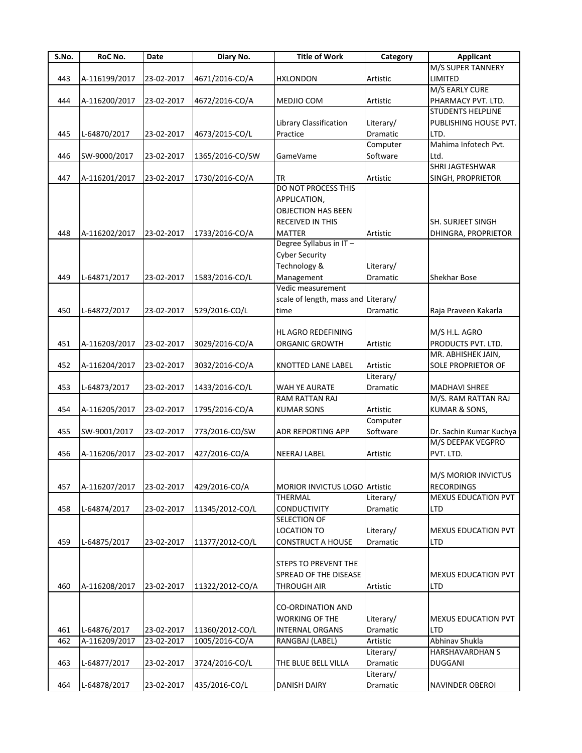| S.No. | RoC No. | Date | Diary No. | Title of Work | Category | Applicant |
|---|---|---|---|---|---|---|
| 443 | A-116199/2017 | 23-02-2017 | 4671/2016-CO/A | HXLONDON | Artistic | M/S SUPER TANNERY LIMITED |
| 444 | A-116200/2017 | 23-02-2017 | 4672/2016-CO/A | MEDJIO COM | Artistic | M/S EARLY CURE PHARMACY PVT. LTD. |
| 445 | L-64870/2017 | 23-02-2017 | 4673/2015-CO/L | Library Classification Practice | Literary/ Dramatic | STUDENTS HELPLINE PUBLISHING HOUSE PVT. LTD. |
| 446 | SW-9000/2017 | 23-02-2017 | 1365/2016-CO/SW | GameVame | Computer Software | Mahima Infotech Pvt. Ltd. |
| 447 | A-116201/2017 | 23-02-2017 | 1730/2016-CO/A | TR | Artistic | SHRI JAGTESHWAR SINGH, PROPRIETOR |
| 448 | A-116202/2017 | 23-02-2017 | 1733/2016-CO/A | DO NOT PROCESS THIS APPLICATION, OBJECTION HAS BEEN RECEIVED IN THIS MATTER | Artistic | SH. SURJEET SINGH DHINGRA, PROPRIETOR |
| 449 | L-64871/2017 | 23-02-2017 | 1583/2016-CO/L | Degree Syllabus in IT – Cyber Security Technology & Management | Literary/ Dramatic | Shekhar Bose |
| 450 | L-64872/2017 | 23-02-2017 | 529/2016-CO/L | Vedic measurement scale of length, mass and time | Literary/ Dramatic | Raja Praveen Kakarla |
| 451 | A-116203/2017 | 23-02-2017 | 3029/2016-CO/A | HL AGRO REDEFINING ORGANIC GROWTH | Artistic | M/S H.L. AGRO PRODUCTS PVT. LTD. |
| 452 | A-116204/2017 | 23-02-2017 | 3032/2016-CO/A | KNOTTED LANE LABEL | Artistic | MR. ABHISHEK JAIN, SOLE PROPRIETOR OF |
| 453 | L-64873/2017 | 23-02-2017 | 1433/2016-CO/L | WAH YE AURATE | Literary/ Dramatic | MADHAVI SHREE |
| 454 | A-116205/2017 | 23-02-2017 | 1795/2016-CO/A | RAM RATTAN RAJ KUMAR SONS | Artistic | M/S. RAM RATTAN RAJ KUMAR & SONS, |
| 455 | SW-9001/2017 | 23-02-2017 | 773/2016-CO/SW | ADR REPORTING APP | Computer Software | Dr. Sachin Kumar Kuchya |
| 456 | A-116206/2017 | 23-02-2017 | 427/2016-CO/A | NEERAJ LABEL | Artistic | M/S DEEPAK VEGPRO PVT. LTD. |
| 457 | A-116207/2017 | 23-02-2017 | 429/2016-CO/A | MORIOR INVICTUS LOGO | Artistic | M/S MORIOR INVICTUS RECORDINGS |
| 458 | L-64874/2017 | 23-02-2017 | 11345/2012-CO/L | THERMAL CONDUCTIVITY | Literary/ Dramatic | MEXUS EDUCATION PVT LTD |
| 459 | L-64875/2017 | 23-02-2017 | 11377/2012-CO/L | SELECTION OF LOCATION TO CONSTRUCT A HOUSE | Literary/ Dramatic | MEXUS EDUCATION PVT LTD |
| 460 | A-116208/2017 | 23-02-2017 | 11322/2012-CO/A | STEPS TO PREVENT THE SPREAD OF THE DISEASE THROUGH AIR | Artistic | MEXUS EDUCATION PVT LTD |
| 461 | L-64876/2017 | 23-02-2017 | 11360/2012-CO/L | CO-ORDINATION AND WORKING OF THE INTERNAL ORGANS | Literary/ Dramatic | MEXUS EDUCATION PVT LTD |
| 462 | A-116209/2017 | 23-02-2017 | 1005/2016-CO/A | RANGBAJ (LABEL) | Artistic | Abhinav Shukla |
| 463 | L-64877/2017 | 23-02-2017 | 3724/2016-CO/L | THE BLUE BELL VILLA | Literary/ Dramatic | HARSHAVARDHAN S DUGGANI |
| 464 | L-64878/2017 | 23-02-2017 | 435/2016-CO/L | DANISH DAIRY | Literary/ Dramatic | NAVINDER OBEROI |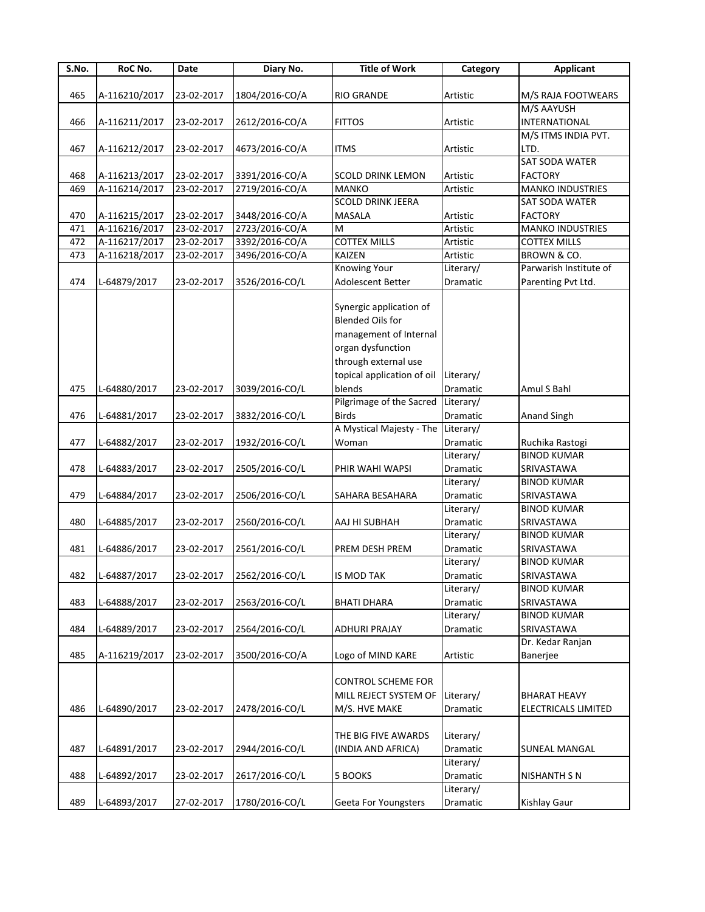| S.No. | RoC No. | Date | Diary No. | Title of Work | Category | Applicant |
|---|---|---|---|---|---|---|
| 465 | A-116210/2017 | 23-02-2017 | 1804/2016-CO/A | RIO GRANDE | Artistic | M/S RAJA FOOTWEARS |
| 466 | A-116211/2017 | 23-02-2017 | 2612/2016-CO/A | FITTOS | Artistic | M/S AAYUSH INTERNATIONAL |
| 467 | A-116212/2017 | 23-02-2017 | 4673/2016-CO/A | ITMS | Artistic | M/S ITMS INDIA PVT. LTD. |
| 468 | A-116213/2017 | 23-02-2017 | 3391/2016-CO/A | SCOLD DRINK LEMON | Artistic | SAT SODA WATER FACTORY |
| 469 | A-116214/2017 | 23-02-2017 | 2719/2016-CO/A | MANKO | Artistic | MANKO INDUSTRIES |
| 470 | A-116215/2017 | 23-02-2017 | 3448/2016-CO/A | SCOLD DRINK JEERA MASALA | Artistic | SAT SODA WATER FACTORY |
| 471 | A-116216/2017 | 23-02-2017 | 2723/2016-CO/A | M | Artistic | MANKO INDUSTRIES |
| 472 | A-116217/2017 | 23-02-2017 | 3392/2016-CO/A | COTTEX MILLS | Artistic | COTTEX MILLS |
| 473 | A-116218/2017 | 23-02-2017 | 3496/2016-CO/A | KAIZEN | Artistic | BROWN & CO. |
| 474 | L-64879/2017 | 23-02-2017 | 3526/2016-CO/L | Knowing Your Adolescent Better | Literary/ Dramatic | Parwarish Institute of Parenting Pvt Ltd. |
| 475 | L-64880/2017 | 23-02-2017 | 3039/2016-CO/L | Synergic application of Blended Oils for management of Internal organ dysfunction through external use topical application of oil blends | Literary/ Dramatic | Amul S Bahl |
| 476 | L-64881/2017 | 23-02-2017 | 3832/2016-CO/L | Pilgrimage of the Sacred Birds | Literary/ Dramatic | Anand Singh |
| 477 | L-64882/2017 | 23-02-2017 | 1932/2016-CO/L | A Mystical Majesty - The Woman | Literary/ Dramatic | Ruchika Rastogi |
| 478 | L-64883/2017 | 23-02-2017 | 2505/2016-CO/L | PHIR WAHI WAPSI | Literary/ Dramatic | BINOD KUMAR SRIVASTAWA |
| 479 | L-64884/2017 | 23-02-2017 | 2506/2016-CO/L | SAHARA BESAHARA | Literary/ Dramatic | BINOD KUMAR SRIVASTAWA |
| 480 | L-64885/2017 | 23-02-2017 | 2560/2016-CO/L | AAJ HI SUBHAH | Literary/ Dramatic | BINOD KUMAR SRIVASTAWA |
| 481 | L-64886/2017 | 23-02-2017 | 2561/2016-CO/L | PREM DESH PREM | Literary/ Dramatic | BINOD KUMAR SRIVASTAWA |
| 482 | L-64887/2017 | 23-02-2017 | 2562/2016-CO/L | IS MOD TAK | Literary/ Dramatic | BINOD KUMAR SRIVASTAWA |
| 483 | L-64888/2017 | 23-02-2017 | 2563/2016-CO/L | BHATI DHARA | Literary/ Dramatic | BINOD KUMAR SRIVASTAWA |
| 484 | L-64889/2017 | 23-02-2017 | 2564/2016-CO/L | ADHURI PRAJAY | Literary/ Dramatic | BINOD KUMAR SRIVASTAWA |
| 485 | A-116219/2017 | 23-02-2017 | 3500/2016-CO/A | Logo of MIND KARE | Artistic | Dr. Kedar Ranjan Banerjee |
| 486 | L-64890/2017 | 23-02-2017 | 2478/2016-CO/L | CONTROL SCHEME FOR MILL REJECT SYSTEM OF M/S. HVE MAKE | Literary/ Dramatic | BHARAT HEAVY ELECTRICALS LIMITED |
| 487 | L-64891/2017 | 23-02-2017 | 2944/2016-CO/L | THE BIG FIVE AWARDS (INDIA AND AFRICA) | Literary/ Dramatic | SUNEAL MANGAL |
| 488 | L-64892/2017 | 23-02-2017 | 2617/2016-CO/L | 5 BOOKS | Literary/ Dramatic | NISHANTH S N |
| 489 | L-64893/2017 | 27-02-2017 | 1780/2016-CO/L | Geeta For Youngsters | Literary/ Dramatic | Kishlay Gaur |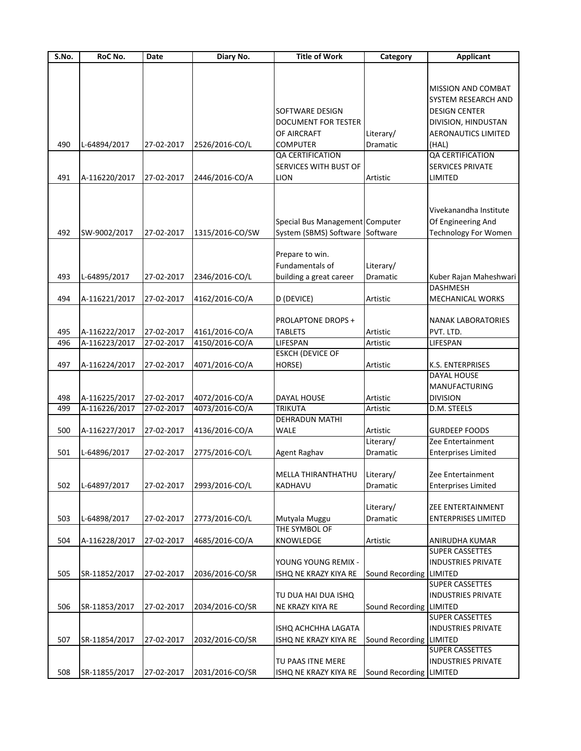| S.No. | RoC No. | Date | Diary No. | Title of Work | Category | Applicant |
|---|---|---|---|---|---|---|
| 490 | L-64894/2017 | 27-02-2017 | 2526/2016-CO/L | SOFTWARE DESIGN DOCUMENT FOR TESTER OF AIRCRAFT COMPUTER | Literary/ Dramatic | MISSION AND COMBAT SYSTEM RESEARCH AND DESIGN CENTER DIVISION, HINDUSTAN AERONAUTICS LIMITED (HAL) |
| 491 | A-116220/2017 | 27-02-2017 | 2446/2016-CO/A | QA CERTIFICATION SERVICES WITH BUST OF LION | Artistic | QA CERTIFICATION SERVICES PRIVATE LIMITED |
| 492 | SW-9002/2017 | 27-02-2017 | 1315/2016-CO/SW | Special Bus Management System (SBMS) Software | Computer Software | Vivekanandha Institute Of Engineering And Technology For Women |
| 493 | L-64895/2017 | 27-02-2017 | 2346/2016-CO/L | Prepare to win. Fundamentals of building a great career | Literary/ Dramatic | Kuber Rajan Maheshwari |
| 494 | A-116221/2017 | 27-02-2017 | 4162/2016-CO/A | D (DEVICE) | Artistic | DASHMESH MECHANICAL WORKS |
| 495 | A-116222/2017 | 27-02-2017 | 4161/2016-CO/A | PROLAPTONE DROPS + TABLETS | Artistic | NANAK LABORATORIES PVT. LTD. |
| 496 | A-116223/2017 | 27-02-2017 | 4150/2016-CO/A | LIFESPAN | Artistic | LIFESPAN |
| 497 | A-116224/2017 | 27-02-2017 | 4071/2016-CO/A | ESKCH (DEVICE OF HORSE) | Artistic | K.S. ENTERPRISES |
| 498 | A-116225/2017 | 27-02-2017 | 4072/2016-CO/A | DAYAL HOUSE | Artistic | DAYAL HOUSE MANUFACTURING DIVISION |
| 499 | A-116226/2017 | 27-02-2017 | 4073/2016-CO/A | TRIKUTA | Artistic | D.M. STEELS |
| 500 | A-116227/2017 | 27-02-2017 | 4136/2016-CO/A | DEHRADUN MATHI WALE | Artistic | GURDEEP FOODS |
| 501 | L-64896/2017 | 27-02-2017 | 2775/2016-CO/L | Agent Raghav | Literary/ Dramatic | Zee Entertainment Enterprises Limited |
| 502 | L-64897/2017 | 27-02-2017 | 2993/2016-CO/L | MELLA THIRANTHATHU KADHAVU | Literary/ Dramatic | Zee Entertainment Enterprises Limited |
| 503 | L-64898/2017 | 27-02-2017 | 2773/2016-CO/L | Mutyala Muggu | Literary/ Dramatic | ZEE ENTERTAINMENT ENTERPRISES LIMITED |
| 504 | A-116228/2017 | 27-02-2017 | 4685/2016-CO/A | THE SYMBOL OF KNOWLEDGE | Artistic | ANIRUDHA KUMAR |
| 505 | SR-11852/2017 | 27-02-2017 | 2036/2016-CO/SR | YOUNG YOUNG REMIX - ISHQ NE KRAZY KIYA RE | Sound Recording | SUPER CASSETTES INDUSTRIES PRIVATE LIMITED |
| 506 | SR-11853/2017 | 27-02-2017 | 2034/2016-CO/SR | TU DUA HAI DUA ISHQ NE KRAZY KIYA RE | Sound Recording | SUPER CASSETTES INDUSTRIES PRIVATE LIMITED |
| 507 | SR-11854/2017 | 27-02-2017 | 2032/2016-CO/SR | ISHQ ACHCHHA LAGATA ISHQ NE KRAZY KIYA RE | Sound Recording | SUPER CASSETTES INDUSTRIES PRIVATE LIMITED |
| 508 | SR-11855/2017 | 27-02-2017 | 2031/2016-CO/SR | TU PAAS ITNE MERE ISHQ NE KRAZY KIYA RE | Sound Recording | SUPER CASSETTES INDUSTRIES PRIVATE LIMITED |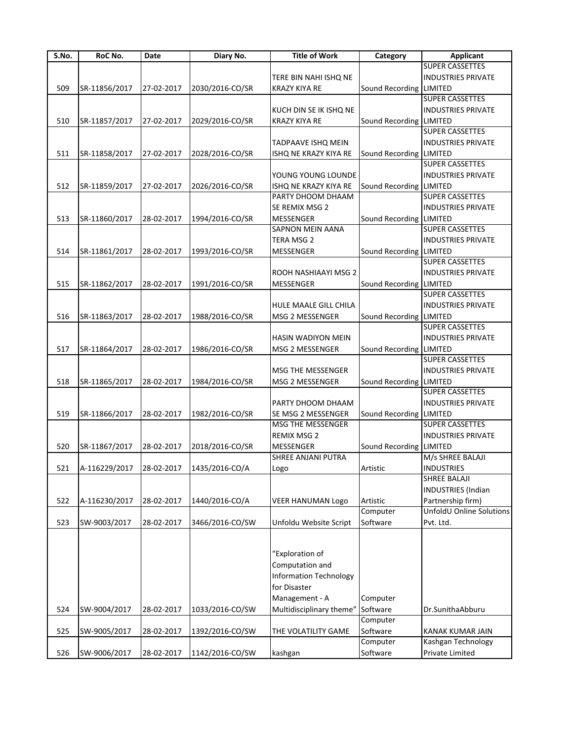| S.No. | RoC No. | Date | Diary No. | Title of Work | Category | Applicant |
|---|---|---|---|---|---|---|
| 509 | SR-11856/2017 | 27-02-2017 | 2030/2016-CO/SR | TERE BIN NAHI ISHQ NE KRAZY KIYA RE | Sound Recording | SUPER CASSETTES INDUSTRIES PRIVATE LIMITED |
| 510 | SR-11857/2017 | 27-02-2017 | 2029/2016-CO/SR | KUCH DIN SE IK ISHQ NE KRAZY KIYA RE | Sound Recording | SUPER CASSETTES INDUSTRIES PRIVATE LIMITED |
| 511 | SR-11858/2017 | 27-02-2017 | 2028/2016-CO/SR | TADPAAVE ISHQ MEIN ISHQ NE KRAZY KIYA RE | Sound Recording | SUPER CASSETTES INDUSTRIES PRIVATE LIMITED |
| 512 | SR-11859/2017 | 27-02-2017 | 2026/2016-CO/SR | YOUNG YOUNG LOUNDE ISHQ NE KRAZY KIYA RE | Sound Recording | SUPER CASSETTES INDUSTRIES PRIVATE LIMITED |
| 513 | SR-11860/2017 | 28-02-2017 | 1994/2016-CO/SR | PARTY DHOOM DHAAM SE REMIX MSG 2 MESSENGER | Sound Recording | SUPER CASSETTES INDUSTRIES PRIVATE LIMITED |
| 514 | SR-11861/2017 | 28-02-2017 | 1993/2016-CO/SR | SAPNON MEIN AANA TERA MSG 2 MESSENGER | Sound Recording | SUPER CASSETTES INDUSTRIES PRIVATE LIMITED |
| 515 | SR-11862/2017 | 28-02-2017 | 1991/2016-CO/SR | ROOH NASHIAAYI MSG 2 MESSENGER | Sound Recording | SUPER CASSETTES INDUSTRIES PRIVATE LIMITED |
| 516 | SR-11863/2017 | 28-02-2017 | 1988/2016-CO/SR | HULE MAALE GILL CHILA MSG 2 MESSENGER | Sound Recording | SUPER CASSETTES INDUSTRIES PRIVATE LIMITED |
| 517 | SR-11864/2017 | 28-02-2017 | 1986/2016-CO/SR | HASIN WADIYON MEIN MSG 2 MESSENGER | Sound Recording | SUPER CASSETTES INDUSTRIES PRIVATE LIMITED |
| 518 | SR-11865/2017 | 28-02-2017 | 1984/2016-CO/SR | MSG THE MESSENGER MSG 2 MESSENGER | Sound Recording | SUPER CASSETTES INDUSTRIES PRIVATE LIMITED |
| 519 | SR-11866/2017 | 28-02-2017 | 1982/2016-CO/SR | PARTY DHOOM DHAAM SE MSG 2 MESSENGER | Sound Recording | SUPER CASSETTES INDUSTRIES PRIVATE LIMITED |
| 520 | SR-11867/2017 | 28-02-2017 | 2018/2016-CO/SR | MSG THE MESSENGER REMIX MSG 2 MESSENGER | Sound Recording | SUPER CASSETTES INDUSTRIES PRIVATE LIMITED |
| 521 | A-116229/2017 | 28-02-2017 | 1435/2016-CO/A | SHREE ANJANI PUTRA Logo | Artistic | M/s SHREE BALAJI INDUSTRIES |
| 522 | A-116230/2017 | 28-02-2017 | 1440/2016-CO/A | VEER HANUMAN Logo | Artistic | SHREE BALAJI INDUSTRIES (Indian Partnership firm) |
| 523 | SW-9003/2017 | 28-02-2017 | 3466/2016-CO/SW | Unfoldu Website Script | Computer Software | UnfoldU Online Solutions Pvt. Ltd. |
| 524 | SW-9004/2017 | 28-02-2017 | 1033/2016-CO/SW | "Exploration of Computation and Information Technology for Disaster Management - A Multidisciplinary theme" | Computer Software | Dr.SunithaAbburu |
| 525 | SW-9005/2017 | 28-02-2017 | 1392/2016-CO/SW | THE VOLATILITY GAME | Computer Software | KANAK KUMAR JAIN |
| 526 | SW-9006/2017 | 28-02-2017 | 1142/2016-CO/SW | kashgan | Computer Software | Kashgan Technology Private Limited |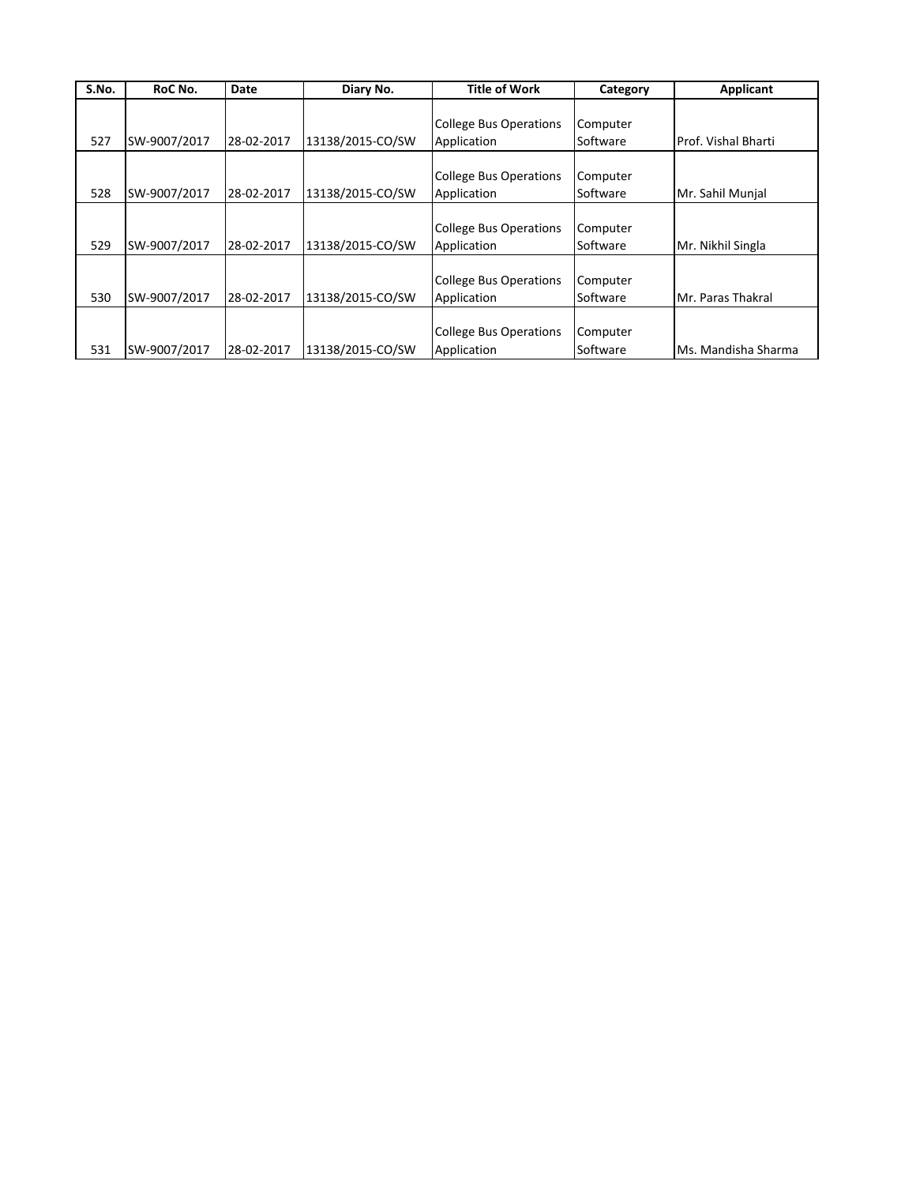| S.No. | RoC No. | Date | Diary No. | Title of Work | Category | Applicant |
|---|---|---|---|---|---|---|
| 527 | SW-9007/2017 | 28-02-2017 | 13138/2015-CO/SW | College Bus Operations Application | Computer Software | Prof. Vishal Bharti |
| 528 | SW-9007/2017 | 28-02-2017 | 13138/2015-CO/SW | College Bus Operations Application | Computer Software | Mr. Sahil Munjal |
| 529 | SW-9007/2017 | 28-02-2017 | 13138/2015-CO/SW | College Bus Operations Application | Computer Software | Mr. Nikhil Singla |
| 530 | SW-9007/2017 | 28-02-2017 | 13138/2015-CO/SW | College Bus Operations Application | Computer Software | Mr. Paras Thakral |
| 531 | SW-9007/2017 | 28-02-2017 | 13138/2015-CO/SW | College Bus Operations Application | Computer Software | Ms. Mandisha Sharma |